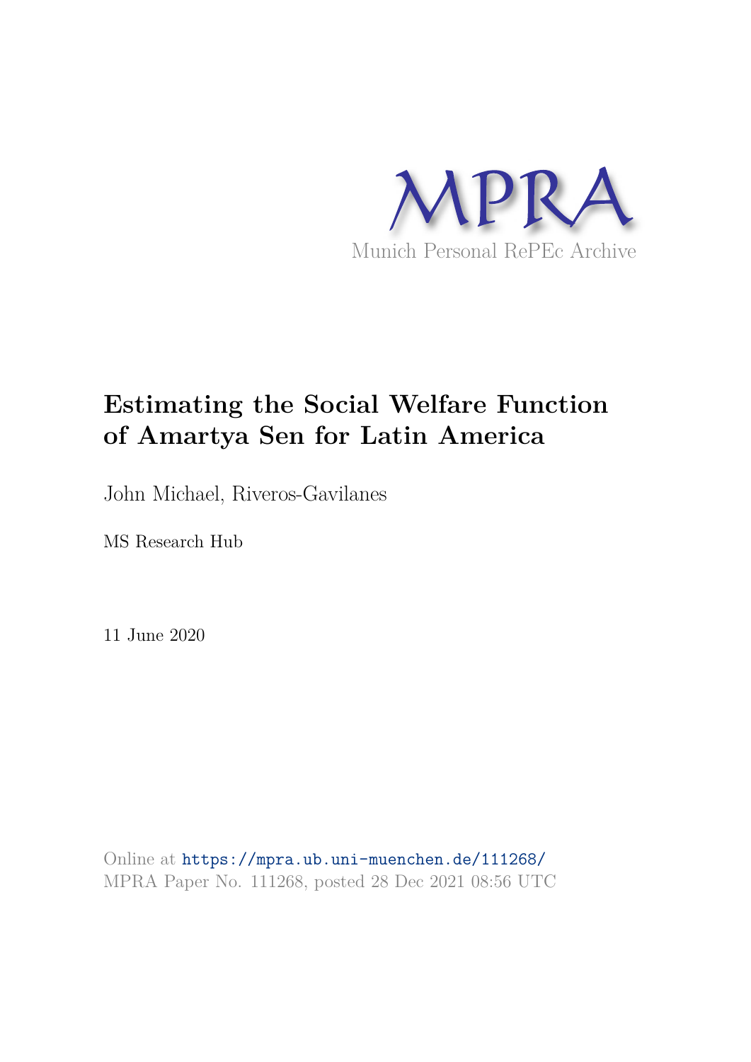MPRA

Munich Personal RePEc Archive

# Estimating the Social Welfare Function of Amartya Sen for Latin America

John Michael, Riveros-Gavilanes

MS Research Hub

11 June 2020

Online at https://mpra.ub.uni-muenchen.de/111268/
MPRA Paper No. 111268, posted 28 Dec 2021 08:56 UTC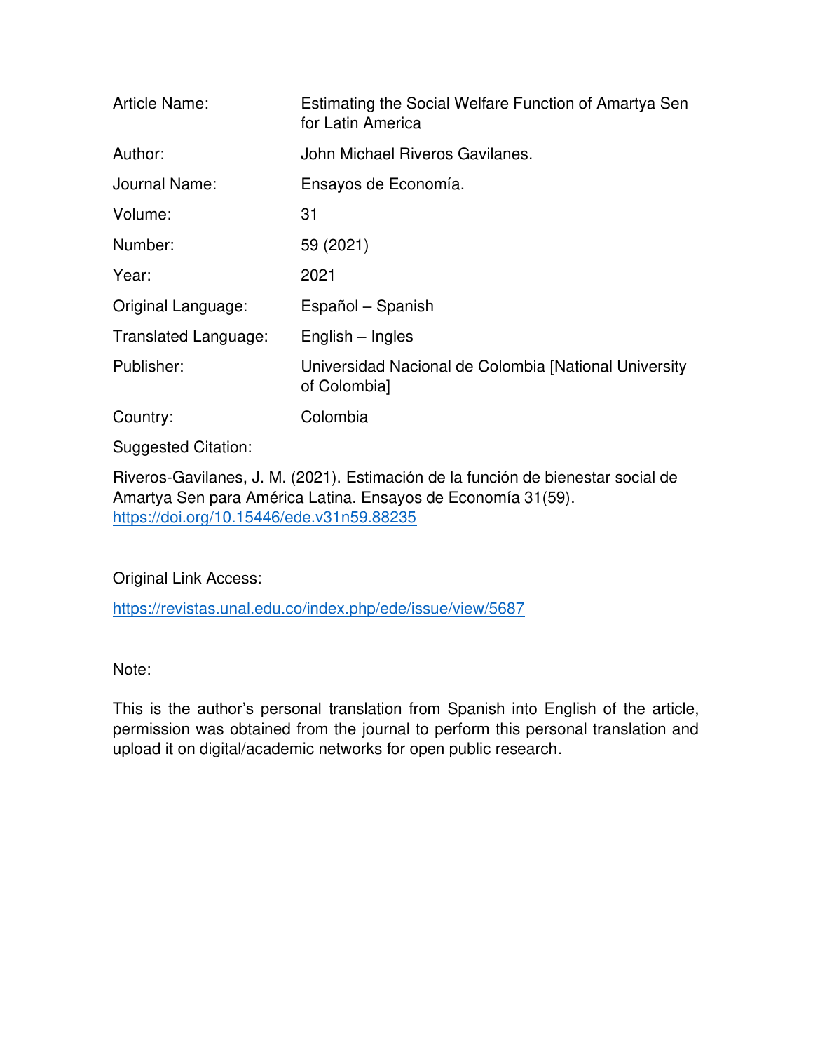| Article Name: | Estimating the Social Welfare Function of Amartya Sen for Latin America |
| --- | --- |
| Author: | John Michael Riveros Gavilanes. |
| Journal Name: | Ensayos de Economía. |
| Volume: | 31 |
| Number: | 59 (2021) |
| Year: | 2021 |
| Original Language: | Español – Spanish |
| Translated Language: | English – Ingles |
| Publisher: | Universidad Nacional de Colombia [National University of Colombia] |
| Country: | Colombia |

Suggested Citation:

Riveros-Gavilanes, J. M. (2021). Estimación de la función de bienestar social de Amartya Sen para América Latina. Ensayos de Economía 31(59). https://doi.org/10.15446/ede.v31n59.88235

Original Link Access:

https://revistas.unal.edu.co/index.php/ede/issue/view/5687

Note:

This is the author's personal translation from Spanish into English of the article, permission was obtained from the journal to perform this personal translation and upload it on digital/academic networks for open public research.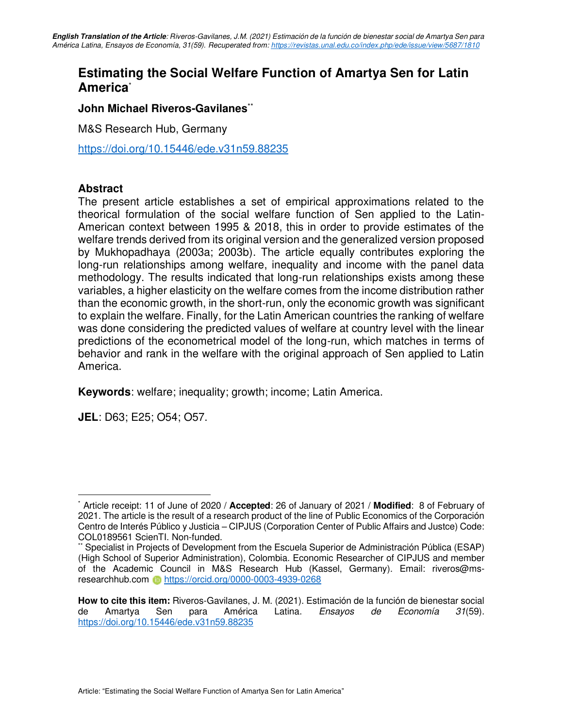**English Translation of the Article**: *Riveros-Gavilanes, J.M. (2021) Estimación de la función de bienestar social de Amartya Sen para América Latina, Ensayos de Economía, 31(59). Recuperated from: https://revistas.unal.edu.co/index.php/ede/issue/view/5687/1810*

# Estimating the Social Welfare Function of Amartya Sen for Latin America[*]

**John Michael Riveros-Gavilanes**[**]

M&S Research Hub, Germany

https://doi.org/10.15446/ede.v31n59.88235

## Abstract

The present article establishes a set of empirical approximations related to the theorical formulation of the social welfare function of Sen applied to the Latin-American context between 1995 & 2018, this in order to provide estimates of the welfare trends derived from its original version and the generalized version proposed by Mukhopadhaya (2003a; 2003b). The article equally contributes exploring the long-run relationships among welfare, inequality and income with the panel data methodology. The results indicated that long-run relationships exists among these variables, a higher elasticity on the welfare comes from the income distribution rather than the economic growth, in the short-run, only the economic growth was significant to explain the welfare. Finally, for the Latin American countries the ranking of welfare was done considering the predicted values of welfare at country level with the linear predictions of the econometrical model of the long-run, which matches in terms of behavior and rank in the welfare with the original approach of Sen applied to Latin America.

**Keywords**: welfare; inequality; growth; income; Latin America.

**JEL**: D63; E25; O54; O57.

---

[*] Article receipt: 11 of June of 2020 / **Accepted**: 26 of January of 2021 / **Modified**: 8 of February of 2021. The article is the result of a research product of the line of Public Economics of the Corporación Centro de Interés Público y Justicia – CIPJUS (Corporation Center of Public Affairs and Justce) Code: COL0189561 ScienTI. Non-funded.

[**] Specialist in Projects of Development from the Escuela Superior de Administración Pública (ESAP) (High School of Superior Administration), Colombia. Economic Researcher of CIPJUS and member of the Academic Council in M&S Research Hub (Kassel, Germany). Email: riveros@ms-researchhub.com https://orcid.org/0000-0003-4939-0268

**How to cite this item:** Riveros-Gavilanes, J. M. (2021). Estimación de la función de bienestar social de Amartya Sen para América Latina. *Ensayos de Economía 31*(59). https://doi.org/10.15446/ede.v31n59.88235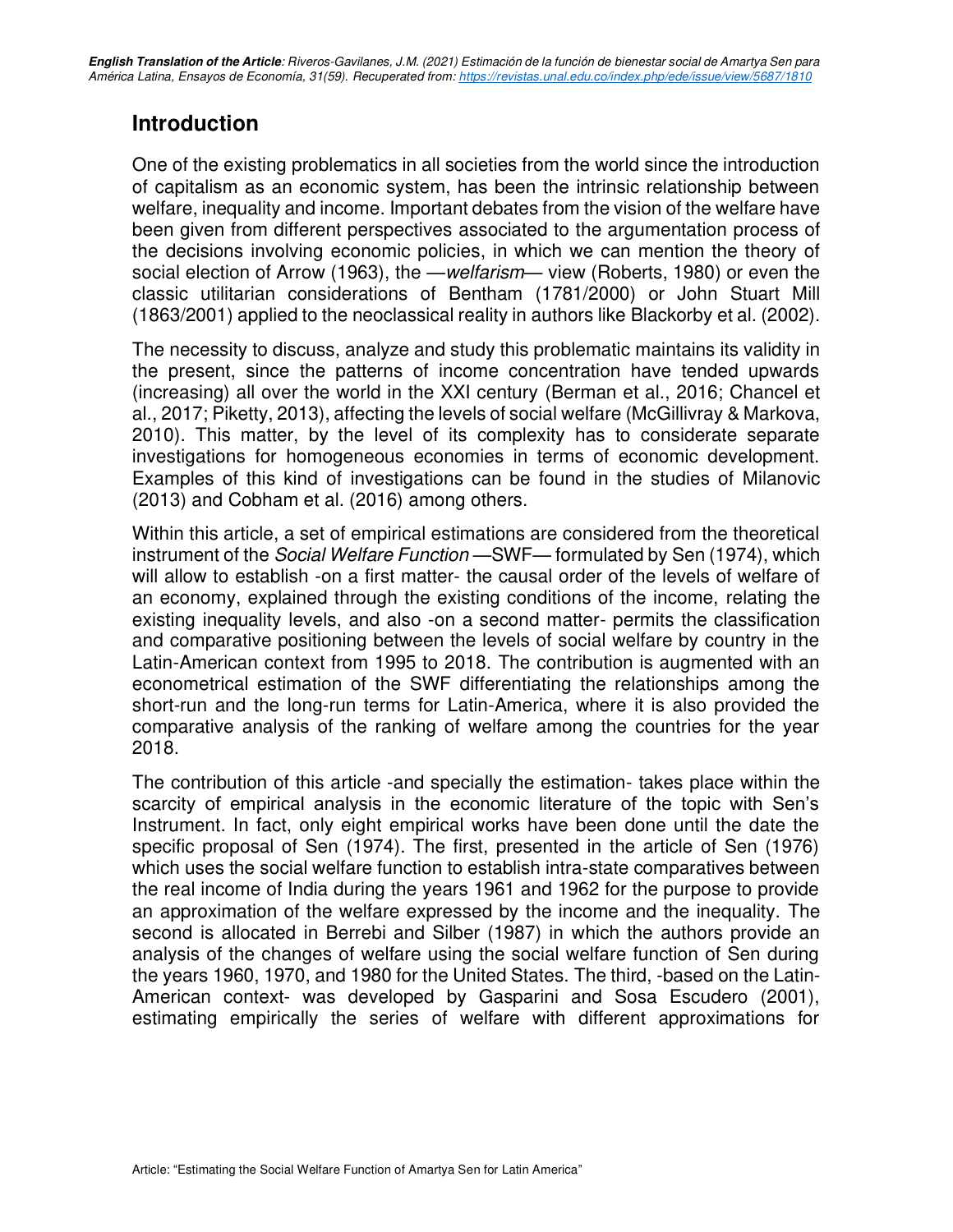## Introduction

One of the existing problematics in all societies from the world since the introduction of capitalism as an economic system, has been the intrinsic relationship between welfare, inequality and income. Important debates from the vision of the welfare have been given from different perspectives associated to the argumentation process of the decisions involving economic policies, in which we can mention the theory of social election of Arrow (1963), the —*welfarism*— view (Roberts, 1980) or even the classic utilitarian considerations of Bentham (1781/2000) or John Stuart Mill (1863/2001) applied to the neoclassical reality in authors like Blackorby et al. (2002).

The necessity to discuss, analyze and study this problematic maintains its validity in the present, since the patterns of income concentration have tended upwards (increasing) all over the world in the XXI century (Berman et al., 2016; Chancel et al., 2017; Piketty, 2013), affecting the levels of social welfare (McGillivray & Markova, 2010). This matter, by the level of its complexity has to considerate separate investigations for homogeneous economies in terms of economic development. Examples of this kind of investigations can be found in the studies of Milanovic (2013) and Cobham et al. (2016) among others.

Within this article, a set of empirical estimations are considered from the theoretical instrument of the *Social Welfare Function* —SWF— formulated by Sen (1974), which will allow to establish -on a first matter- the causal order of the levels of welfare of an economy, explained through the existing conditions of the income, relating the existing inequality levels, and also -on a second matter- permits the classification and comparative positioning between the levels of social welfare by country in the Latin-American context from 1995 to 2018. The contribution is augmented with an econometrical estimation of the SWF differentiating the relationships among the short-run and the long-run terms for Latin-America, where it is also provided the comparative analysis of the ranking of welfare among the countries for the year 2018.

The contribution of this article -and specially the estimation- takes place within the scarcity of empirical analysis in the economic literature of the topic with Sen's Instrument. In fact, only eight empirical works have been done until the date the specific proposal of Sen (1974). The first, presented in the article of Sen (1976) which uses the social welfare function to establish intra-state comparatives between the real income of India during the years 1961 and 1962 for the purpose to provide an approximation of the welfare expressed by the income and the inequality. The second is allocated in Berrebi and Silber (1987) in which the authors provide an analysis of the changes of welfare using the social welfare function of Sen during the years 1960, 1970, and 1980 for the United States. The third, -based on the Latin-American context- was developed by Gasparini and Sosa Escudero (2001), estimating empirically the series of welfare with different approximations for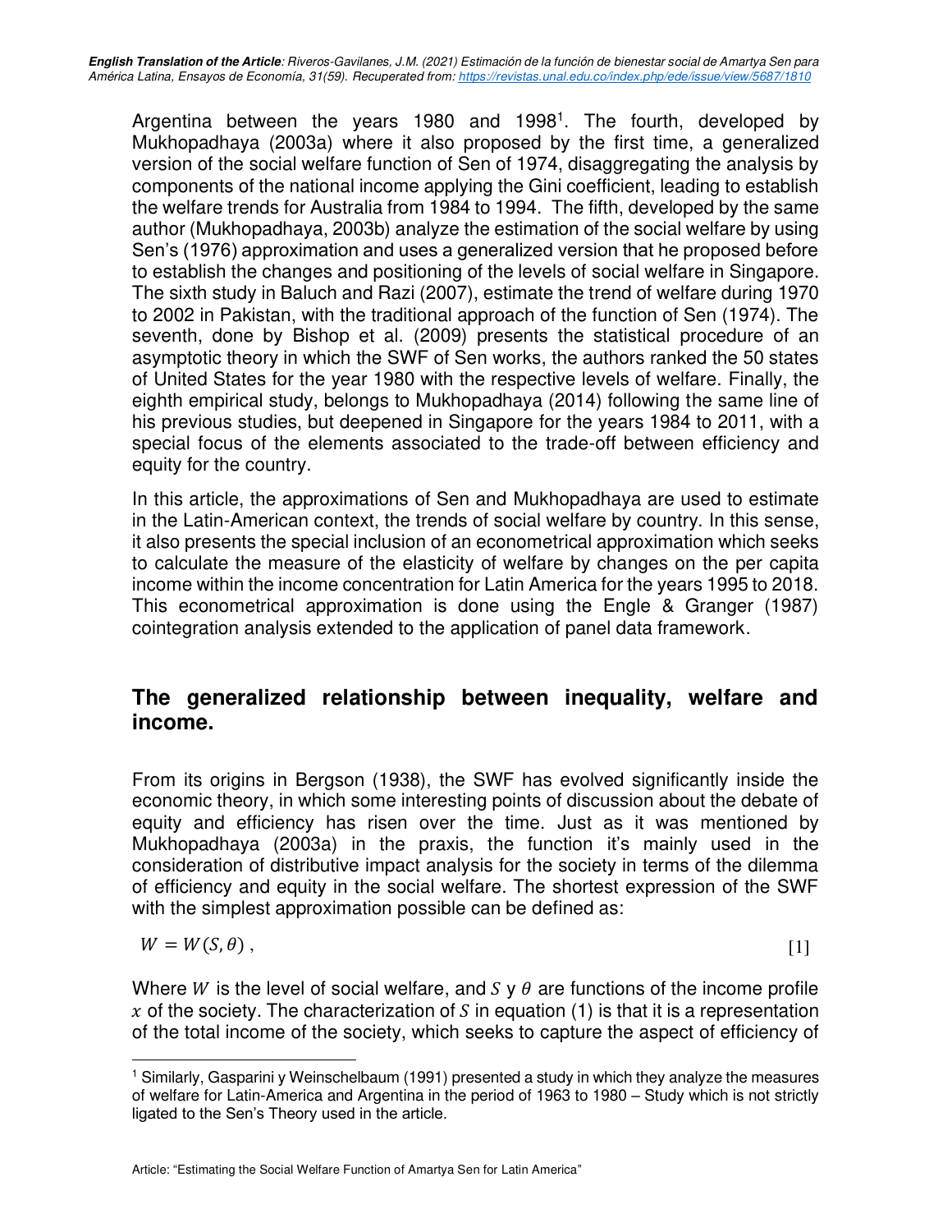Argentina between the years 1980 and 1998[1]. The fourth, developed by Mukhopadhaya (2003a) where it also proposed by the first time, a generalized version of the social welfare function of Sen of 1974, disaggregating the analysis by components of the national income applying the Gini coefficient, leading to establish the welfare trends for Australia from 1984 to 1994. The fifth, developed by the same author (Mukhopadhaya, 2003b) analyze the estimation of the social welfare by using Sen's (1976) approximation and uses a generalized version that he proposed before to establish the changes and positioning of the levels of social welfare in Singapore. The sixth study in Baluch and Razi (2007), estimate the trend of welfare during 1970 to 2002 in Pakistan, with the traditional approach of the function of Sen (1974). The seventh, done by Bishop et al. (2009) presents the statistical procedure of an asymptotic theory in which the SWF of Sen works, the authors ranked the 50 states of United States for the year 1980 with the respective levels of welfare. Finally, the eighth empirical study, belongs to Mukhopadhaya (2014) following the same line of his previous studies, but deepened in Singapore for the years 1984 to 2011, with a special focus of the elements associated to the trade-off between efficiency and equity for the country.

In this article, the approximations of Sen and Mukhopadhaya are used to estimate in the Latin-American context, the trends of social welfare by country. In this sense, it also presents the special inclusion of an econometrical approximation which seeks to calculate the measure of the elasticity of welfare by changes on the per capita income within the income concentration for Latin America for the years 1995 to 2018. This econometrical approximation is done using the Engle & Granger (1987) cointegration analysis extended to the application of panel data framework.

## The generalized relationship between inequality, welfare and income.

From its origins in Bergson (1938), the SWF has evolved significantly inside the economic theory, in which some interesting points of discussion about the debate of equity and efficiency has risen over the time. Just as it was mentioned by Mukhopadhaya (2003a) in the praxis, the function it's mainly used in the consideration of distributive impact analysis for the society in terms of the dilemma of efficiency and equity in the social welfare. The shortest expression of the SWF with the simplest approximation possible can be defined as:

$$W = W(S, \theta) \,, \qquad [1]$$

Where $W$ is the level of social welfare, and $S$ y $\theta$ are functions of the income profile $x$ of the society. The characterization of $S$ in equation (1) is that it is a representation of the total income of the society, which seeks to capture the aspect of efficiency of

[1] Similarly, Gasparini y Weinschelbaum (1991) presented a study in which they analyze the measures of welfare for Latin-America and Argentina in the period of 1963 to 1980 – Study which is not strictly ligated to the Sen's Theory used in the article.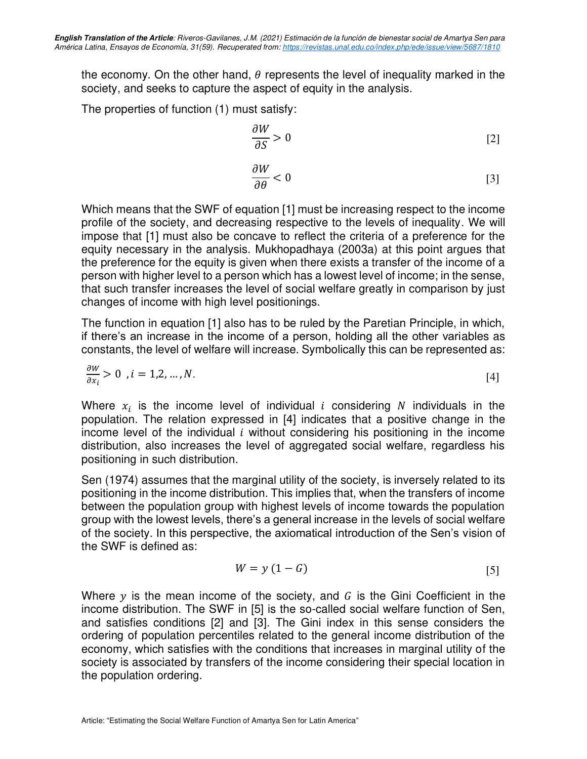the economy. On the other hand, $\theta$ represents the level of inequality marked in the society, and seeks to capture the aspect of equity in the analysis.

The properties of function (1) must satisfy:

$$\frac{\partial W}{\partial S} > 0 \qquad [2]$$

$$\frac{\partial W}{\partial \theta} < 0 \qquad [3]$$

Which means that the SWF of equation [1] must be increasing respect to the income profile of the society, and decreasing respective to the levels of inequality. We will impose that [1] must also be concave to reflect the criteria of a preference for the equity necessary in the analysis. Mukhopadhaya (2003a) at this point argues that the preference for the equity is given when there exists a transfer of the income of a person with higher level to a person which has a lowest level of income; in the sense, that such transfer increases the level of social welfare greatly in comparison by just changes of income with high level positionings.

The function in equation [1] also has to be ruled by the Paretian Principle, in which, if there's an increase in the income of a person, holding all the other variables as constants, the level of welfare will increase. Symbolically this can be represented as:

$$\frac{\partial W}{\partial x_i} > 0 \;\; , i = 1,2, \dots, N. \qquad [4]$$

Where $x_i$ is the income level of individual $i$ considering $N$ individuals in the population. The relation expressed in [4] indicates that a positive change in the income level of the individual $i$ without considering his positioning in the income distribution, also increases the level of aggregated social welfare, regardless his positioning in such distribution.

Sen (1974) assumes that the marginal utility of the society, is inversely related to its positioning in the income distribution. This implies that, when the transfers of income between the population group with highest levels of income towards the population group with the lowest levels, there's a general increase in the levels of social welfare of the society. In this perspective, the axiomatical introduction of the Sen's vision of the SWF is defined as:

$$W = y\,(1 - G) \qquad [5]$$

Where $y$ is the mean income of the society, and $G$ is the Gini Coefficient in the income distribution. The SWF in [5] is the so-called social welfare function of Sen, and satisfies conditions [2] and [3]. The Gini index in this sense considers the ordering of population percentiles related to the general income distribution of the economy, which satisfies with the conditions that increases in marginal utility of the society is associated by transfers of the income considering their special location in the population ordering.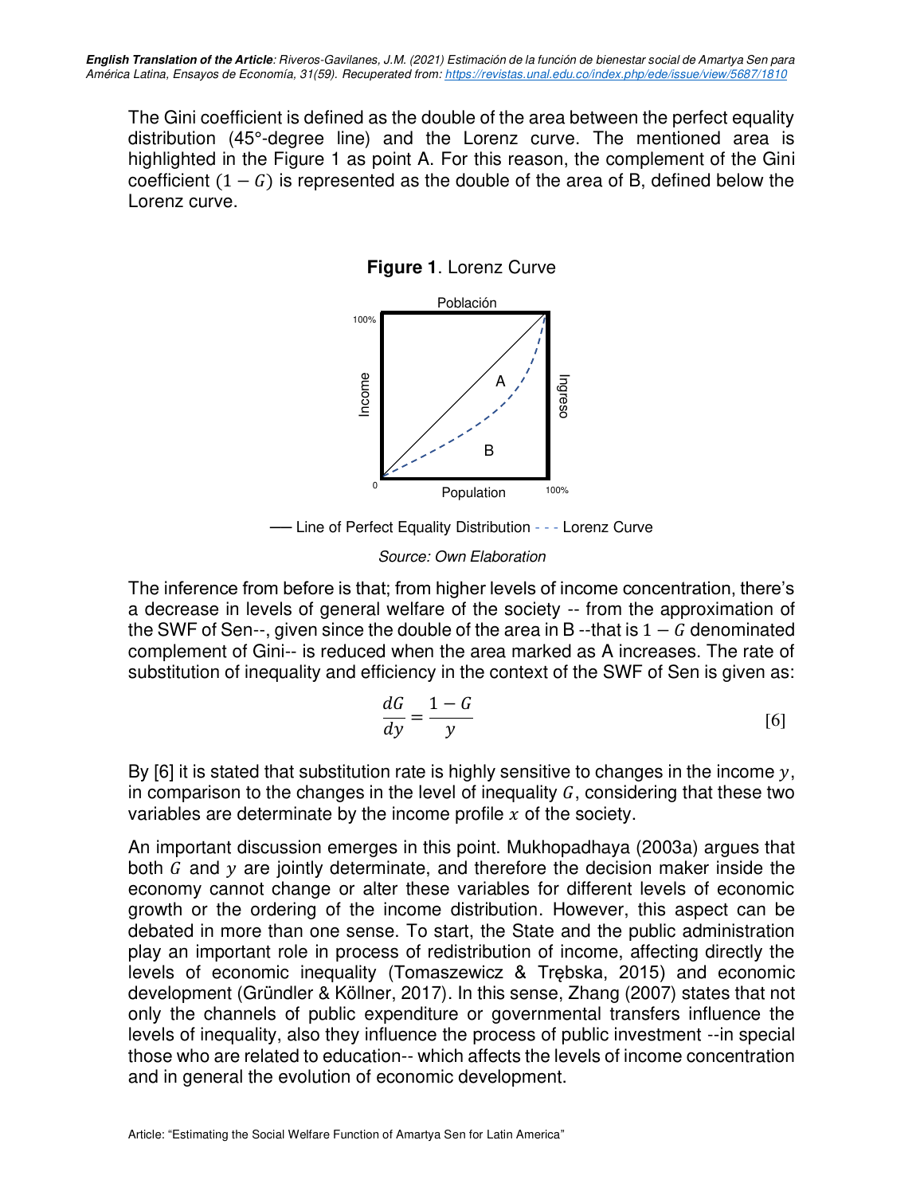The Gini coefficient is defined as the double of the area between the perfect equality distribution (45°-degree line) and the Lorenz curve. The mentioned area is highlighted in the Figure 1 as point A. For this reason, the complement of the Gini coefficient $(1 - G)$ is represented as the double of the area of B, defined below the Lorenz curve.

**Figure 1**. Lorenz Curve

── Line of Perfect Equality Distribution - - - Lorenz Curve

*Source: Own Elaboration*

The inference from before is that; from higher levels of income concentration, there's a decrease in levels of general welfare of the society -- from the approximation of the SWF of Sen--, given since the double of the area in B --that is $1 - G$ denominated complement of Gini-- is reduced when the area marked as A increases. The rate of substitution of inequality and efficiency in the context of the SWF of Sen is given as:

$$\frac{dG}{dy} = \frac{1 - G}{y} \qquad [6]$$

By [6] it is stated that substitution rate is highly sensitive to changes in the income $y$, in comparison to the changes in the level of inequality $G$, considering that these two variables are determinate by the income profile $x$ of the society.

An important discussion emerges in this point. Mukhopadhaya (2003a) argues that both $G$ and $y$ are jointly determinate, and therefore the decision maker inside the economy cannot change or alter these variables for different levels of economic growth or the ordering of the income distribution. However, this aspect can be debated in more than one sense. To start, the State and the public administration play an important role in process of redistribution of income, affecting directly the levels of economic inequality (Tomaszewicz & Trębska, 2015) and economic development (Gründler & Köllner, 2017). In this sense, Zhang (2007) states that not only the channels of public expenditure or governmental transfers influence the levels of inequality, also they influence the process of public investment --in special those who are related to education-- which affects the levels of income concentration and in general the evolution of economic development.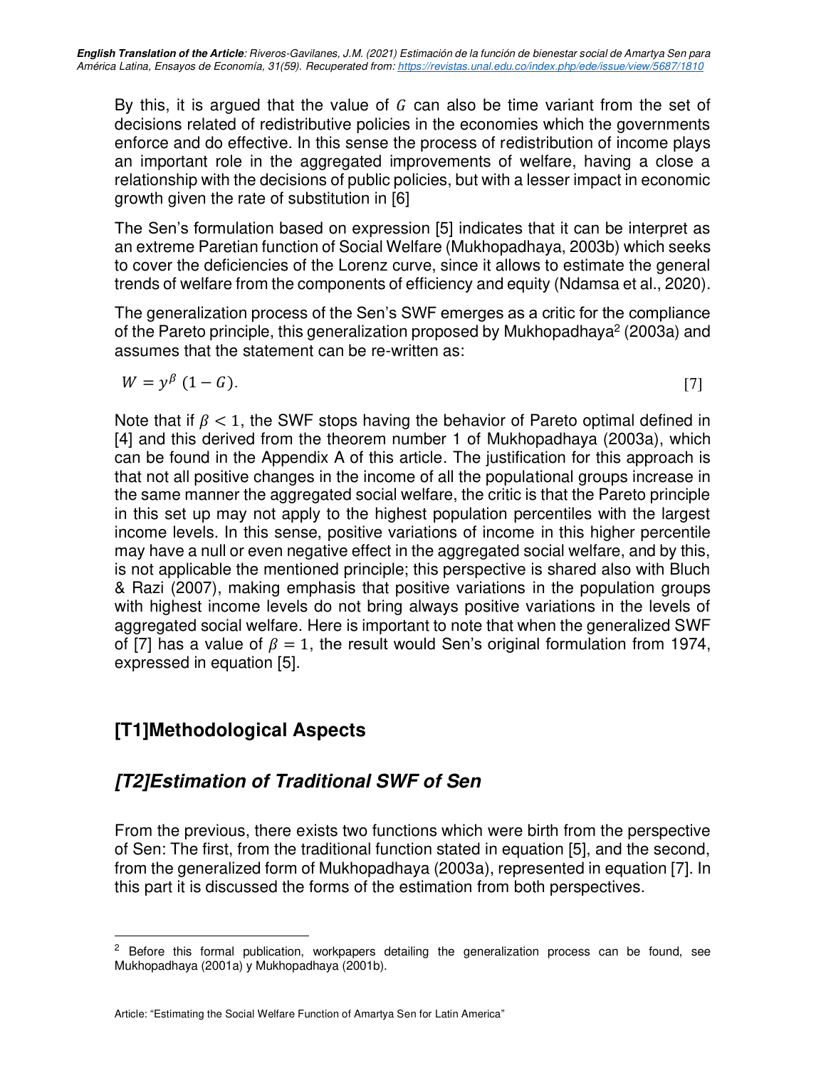By this, it is argued that the value of $G$ can also be time variant from the set of decisions related of redistributive policies in the economies which the governments enforce and do effective. In this sense the process of redistribution of income plays an important role in the aggregated improvements of welfare, having a close a relationship with the decisions of public policies, but with a lesser impact in economic growth given the rate of substitution in [6]

The Sen's formulation based on expression [5] indicates that it can be interpret as an extreme Paretian function of Social Welfare (Mukhopadhaya, 2003b) which seeks to cover the deficiencies of the Lorenz curve, since it allows to estimate the general trends of welfare from the components of efficiency and equity (Ndamsa et al., 2020).

The generalization process of the Sen's SWF emerges as a critic for the compliance of the Pareto principle, this generalization proposed by Mukhopadhaya[2] (2003a) and assumes that the statement can be re-written as:

$$W = y^{\beta}\,(1 - G). \qquad [7]$$

Note that if $\beta < 1$, the SWF stops having the behavior of Pareto optimal defined in [4] and this derived from the theorem number 1 of Mukhopadhaya (2003a), which can be found in the Appendix A of this article. The justification for this approach is that not all positive changes in the income of all the populational groups increase in the same manner the aggregated social welfare, the critic is that the Pareto principle in this set up may not apply to the highest population percentiles with the largest income levels. In this sense, positive variations of income in this higher percentile may have a null or even negative effect in the aggregated social welfare, and by this, is not applicable the mentioned principle; this perspective is shared also with Bluch & Razi (2007), making emphasis that positive variations in the population groups with highest income levels do not bring always positive variations in the levels of aggregated social welfare. Here is important to note that when the generalized SWF of [7] has a value of $\beta = 1$, the result would Sen's original formulation from 1974, expressed in equation [5].

## [T1]Methodological Aspects

### *[T2]Estimation of Traditional SWF of Sen*

From the previous, there exists two functions which were birth from the perspective of Sen: The first, from the traditional function stated in equation [5], and the second, from the generalized form of Mukhopadhaya (2003a), represented in equation [7]. In this part it is discussed the forms of the estimation from both perspectives.

---

[2] Before this formal publication, workpapers detailing the generalization process can be found, see Mukhopadhaya (2001a) y Mukhopadhaya (2001b).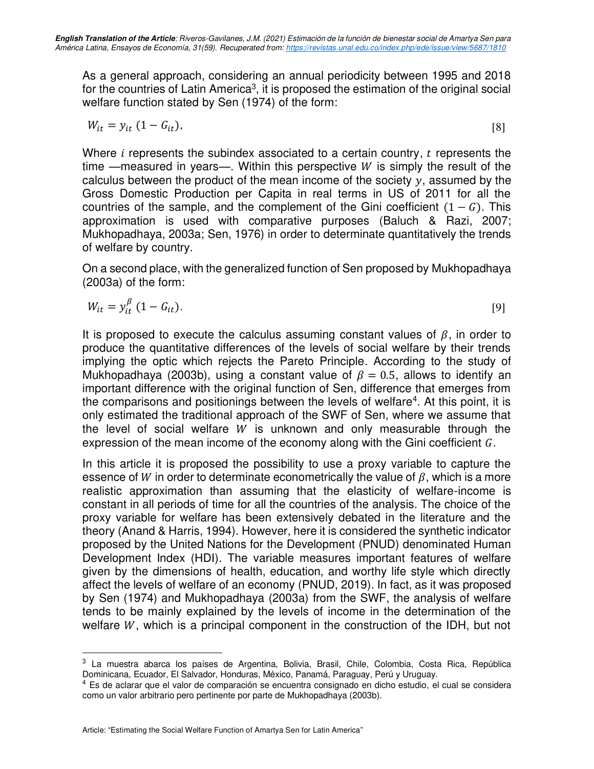As a general approach, considering an annual periodicity between 1995 and 2018 for the countries of Latin America[3], it is proposed the estimation of the original social welfare function stated by Sen (1974) of the form:

$$W_{it} = y_{it}\,(1 - G_{it}), \qquad [8]$$

Where $i$ represents the subindex associated to a certain country, $t$ represents the time —measured in years—. Within this perspective $W$ is simply the result of the calculus between the product of the mean income of the society $y$, assumed by the Gross Domestic Production per Capita in real terms in US of 2011 for all the countries of the sample, and the complement of the Gini coefficient $(1 - G)$. This approximation is used with comparative purposes (Baluch & Razi, 2007; Mukhopadhaya, 2003a; Sen, 1976) in order to determinate quantitatively the trends of welfare by country.

On a second place, with the generalized function of Sen proposed by Mukhopadhaya (2003a) of the form:

$$W_{it} = y_{it}^{\beta}\,(1 - G_{it}). \qquad [9]$$

It is proposed to execute the calculus assuming constant values of $\beta$, in order to produce the quantitative differences of the levels of social welfare by their trends implying the optic which rejects the Pareto Principle. According to the study of Mukhopadhaya (2003b), using a constant value of $\beta = 0.5$, allows to identify an important difference with the original function of Sen, difference that emerges from the comparisons and positionings between the levels of welfare[4]. At this point, it is only estimated the traditional approach of the SWF of Sen, where we assume that the level of social welfare $W$ is unknown and only measurable through the expression of the mean income of the economy along with the Gini coefficient $G$.

In this article it is proposed the possibility to use a proxy variable to capture the essence of $W$ in order to determinate econometrically the value of $\beta$, which is a more realistic approximation than assuming that the elasticity of welfare-income is constant in all periods of time for all the countries of the analysis. The choice of the proxy variable for welfare has been extensively debated in the literature and the theory (Anand & Harris, 1994). However, here it is considered the synthetic indicator proposed by the United Nations for the Development (PNUD) denominated Human Development Index (HDI). The variable measures important features of welfare given by the dimensions of health, education, and worthy life style which directly affect the levels of welfare of an economy (PNUD, 2019). In fact, as it was proposed by Sen (1974) and Mukhopadhaya (2003a) from the SWF, the analysis of welfare tends to be mainly explained by the levels of income in the determination of the welfare $W$, which is a principal component in the construction of the IDH, but not

---

[3] La muestra abarca los países de Argentina, Bolivia, Brasil, Chile, Colombia, Costa Rica, República Dominicana, Ecuador, El Salvador, Honduras, México, Panamá, Paraguay, Perú y Uruguay.

[4] Es de aclarar que el valor de comparación se encuentra consignado en dicho estudio, el cual se considera como un valor arbitrario pero pertinente por parte de Mukhopadhaya (2003b).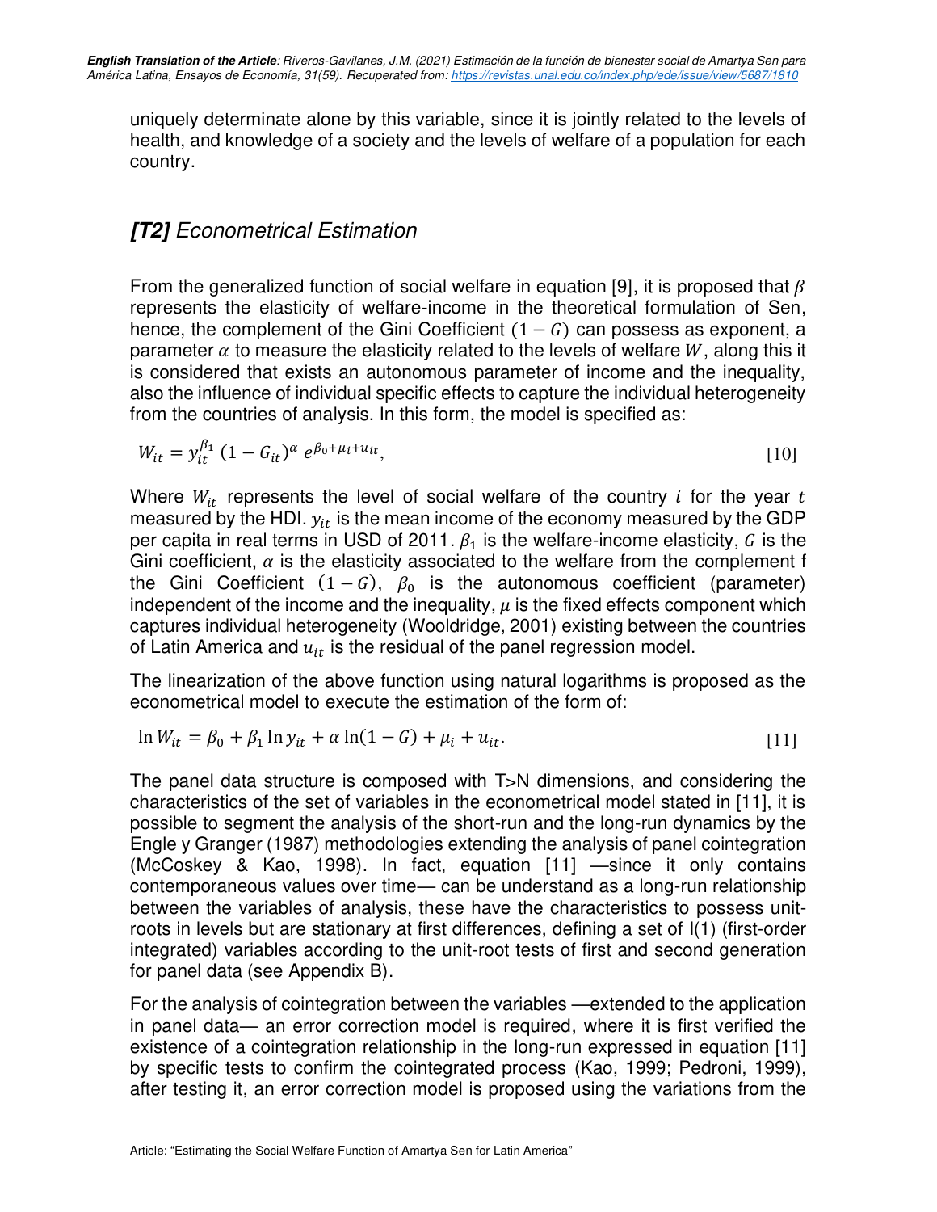uniquely determinate alone by this variable, since it is jointly related to the levels of health, and knowledge of a society and the levels of welfare of a population for each country.

## *[T2] Econometrical Estimation*

From the generalized function of social welfare in equation [9], it is proposed that $\beta$ represents the elasticity of welfare-income in the theoretical formulation of Sen, hence, the complement of the Gini Coefficient $(1-G)$ can possess as exponent, a parameter $\alpha$ to measure the elasticity related to the levels of welfare $W$, along this it is considered that exists an autonomous parameter of income and the inequality, also the influence of individual specific effects to capture the individual heterogeneity from the countries of analysis. In this form, the model is specified as:

$$W_{it} = y_{it}^{\beta_1} \, (1 - G_{it})^{\alpha} \, e^{\beta_0 + \mu_i + u_{it}}, \qquad [10]$$

Where $W_{it}$ represents the level of social welfare of the country $i$ for the year $t$ measured by the HDI. $y_{it}$ is the mean income of the economy measured by the GDP per capita in real terms in USD of 2011. $\beta_1$ is the welfare-income elasticity, $G$ is the Gini coefficient, $\alpha$ is the elasticity associated to the welfare from the complement f the Gini Coefficient $(1-G)$, $\beta_0$ is the autonomous coefficient (parameter) independent of the income and the inequality, $\mu$ is the fixed effects component which captures individual heterogeneity (Wooldridge, 2001) existing between the countries of Latin America and $u_{it}$ is the residual of the panel regression model.

The linearization of the above function using natural logarithms is proposed as the econometrical model to execute the estimation of the form of:

$$\ln W_{it} = \beta_0 + \beta_1 \ln y_{it} + \alpha \ln(1 - G) + \mu_i + u_{it}. \qquad [11]$$

The panel data structure is composed with T>N dimensions, and considering the characteristics of the set of variables in the econometrical model stated in [11], it is possible to segment the analysis of the short-run and the long-run dynamics by the Engle y Granger (1987) methodologies extending the analysis of panel cointegration (McCoskey & Kao, 1998). In fact, equation [11] —since it only contains contemporaneous values over time— can be understand as a long-run relationship between the variables of analysis, these have the characteristics to possess unit-roots in levels but are stationary at first differences, defining a set of I(1) (first-order integrated) variables according to the unit-root tests of first and second generation for panel data (see Appendix B).

For the analysis of cointegration between the variables —extended to the application in panel data— an error correction model is required, where it is first verified the existence of a cointegration relationship in the long-run expressed in equation [11] by specific tests to confirm the cointegrated process (Kao, 1999; Pedroni, 1999), after testing it, an error correction model is proposed using the variations from the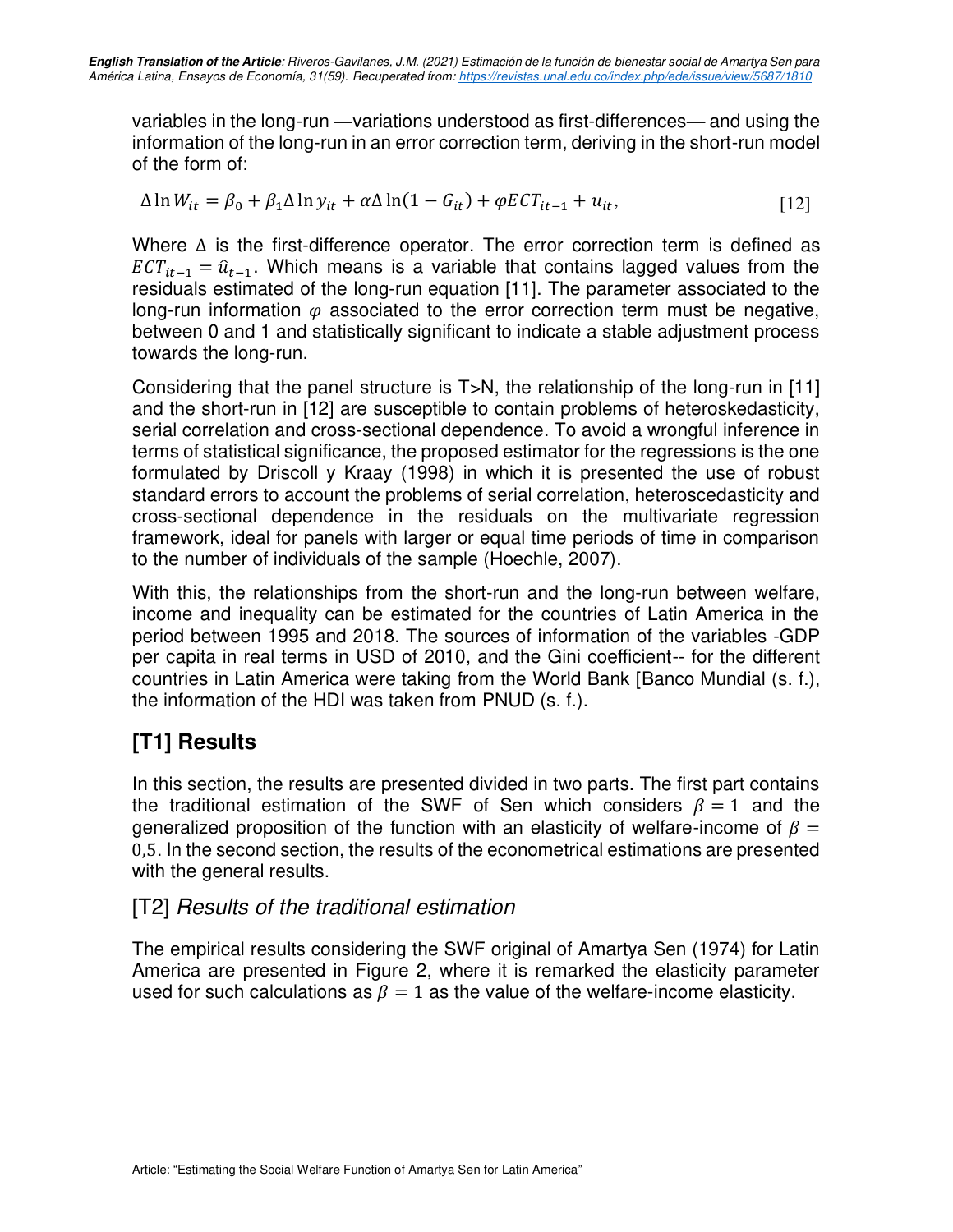variables in the long-run —variations understood as first-differences— and using the information of the long-run in an error correction term, deriving in the short-run model of the form of:

$$\Delta \ln W_{it} = \beta_0 + \beta_1 \Delta \ln y_{it} + \alpha \Delta \ln(1 - G_{it}) + \varphi ECT_{it-1} + u_{it}, \quad [12]$$

Where $\Delta$ is the first-difference operator. The error correction term is defined as $ECT_{it-1} = \hat{u}_{t-1}$. Which means is a variable that contains lagged values from the residuals estimated of the long-run equation [11]. The parameter associated to the long-run information $\varphi$ associated to the error correction term must be negative, between 0 and 1 and statistically significant to indicate a stable adjustment process towards the long-run.

Considering that the panel structure is T>N, the relationship of the long-run in [11] and the short-run in [12] are susceptible to contain problems of heteroskedasticity, serial correlation and cross-sectional dependence. To avoid a wrongful inference in terms of statistical significance, the proposed estimator for the regressions is the one formulated by Driscoll y Kraay (1998) in which it is presented the use of robust standard errors to account the problems of serial correlation, heteroscedasticity and cross-sectional dependence in the residuals on the multivariate regression framework, ideal for panels with larger or equal time periods of time in comparison to the number of individuals of the sample (Hoechle, 2007).

With this, the relationships from the short-run and the long-run between welfare, income and inequality can be estimated for the countries of Latin America in the period between 1995 and 2018. The sources of information of the variables -GDP per capita in real terms in USD of 2010, and the Gini coefficient-- for the different countries in Latin America were taking from the World Bank [Banco Mundial (s. f.), the information of the HDI was taken from PNUD (s. f.).

## [T1] Results

In this section, the results are presented divided in two parts. The first part contains the traditional estimation of the SWF of Sen which considers $\beta = 1$ and the generalized proposition of the function with an elasticity of welfare-income of $\beta = 0{,}5$. In the second section, the results of the econometrical estimations are presented with the general results.

### [T2] *Results of the traditional estimation*

The empirical results considering the SWF original of Amartya Sen (1974) for Latin America are presented in Figure 2, where it is remarked the elasticity parameter used for such calculations as $\beta = 1$ as the value of the welfare-income elasticity.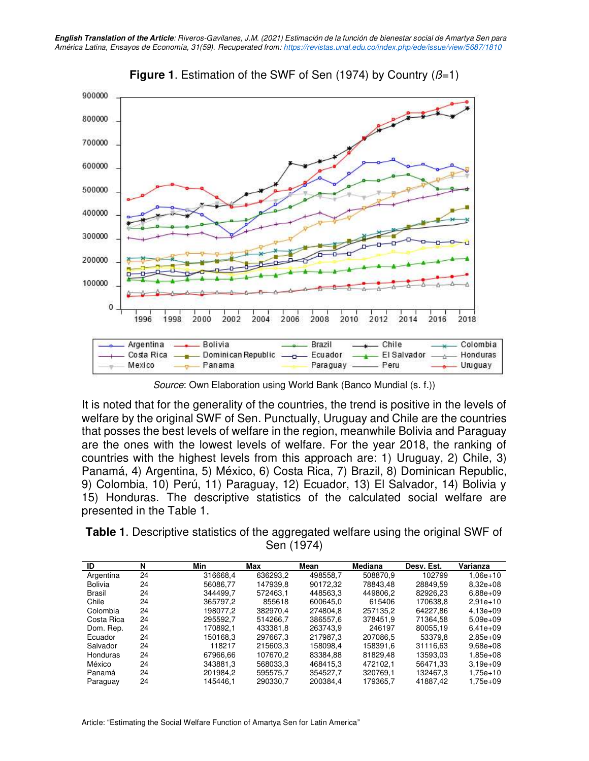**Figure 1**. Estimation of the SWF of Sen (1974) by Country ($\beta$=1)

*Source*: Own Elaboration using World Bank (Banco Mundial (s. f.))

It is noted that for the generality of the countries, the trend is positive in the levels of welfare by the original SWF of Sen. Punctually, Uruguay and Chile are the countries that posses the best levels of welfare in the region, meanwhile Bolivia and Paraguay are the ones with the lowest levels of welfare. For the year 2018, the ranking of countries with the highest levels from this approach are: 1) Uruguay, 2) Chile, 3) Panamá, 4) Argentina, 5) México, 6) Costa Rica, 7) Brazil, 8) Dominican Republic, 9) Colombia, 10) Perú, 11) Paraguay, 12) Ecuador, 13) El Salvador, 14) Bolivia y 15) Honduras. The descriptive statistics of the calculated social welfare are presented in the Table 1.

**Table 1**. Descriptive statistics of the aggregated welfare using the original SWF of Sen (1974)

| ID | N | Min | Max | Mean | Mediana | Desv. Est. | Varianza |
|---|---|---|---|---|---|---|---|
| Argentina | 24 | 316668,4 | 636293,2 | 498558,7 | 508870,9 | 102799 | 1,06e+10 |
| Bolivia | 24 | 56086,77 | 147939,8 | 90172,32 | 78843,48 | 28849,59 | 8,32e+08 |
| Brasil | 24 | 344499,7 | 572463,1 | 448563,3 | 449806,2 | 82926,23 | 6,88e+09 |
| Chile | 24 | 365797,2 | 855618 | 600645,0 | 615406 | 170638,8 | 2,91e+10 |
| Colombia | 24 | 198077,2 | 382970,4 | 274804,8 | 257135,2 | 64227,86 | 4,13e+09 |
| Costa Rica | 24 | 295592,7 | 514266,7 | 386557,6 | 378451,9 | 71364,58 | 5,09e+09 |
| Dom. Rep. | 24 | 170892,1 | 433381,8 | 263743,6 | 246197 | 80055,19 | 6,41e+09 |
| Ecuador | 24 | 150168,3 | 297667,3 | 217987,3 | 207086,5 | 53379,8 | 2,85e+09 |
| Salvador | 24 | 118217 | 215603,3 | 158098,4 | 158391,6 | 31116,63 | 9,68e+08 |
| Honduras | 24 | 67966,66 | 107670,2 | 83384,88 | 81829,48 | 13593,03 | 1,85e+08 |
| México | 24 | 343881,3 | 568033,3 | 468415,3 | 472102,1 | 56471,33 | 3,19e+09 |
| Panamá | 24 | 201984,2 | 595575,7 | 354527,7 | 320769,1 | 132467,3 | 1,75e+10 |
| Paraguay | 24 | 145446,1 | 290330,7 | 200384,4 | 179365,7 | 41887,42 | 1,75e+09 |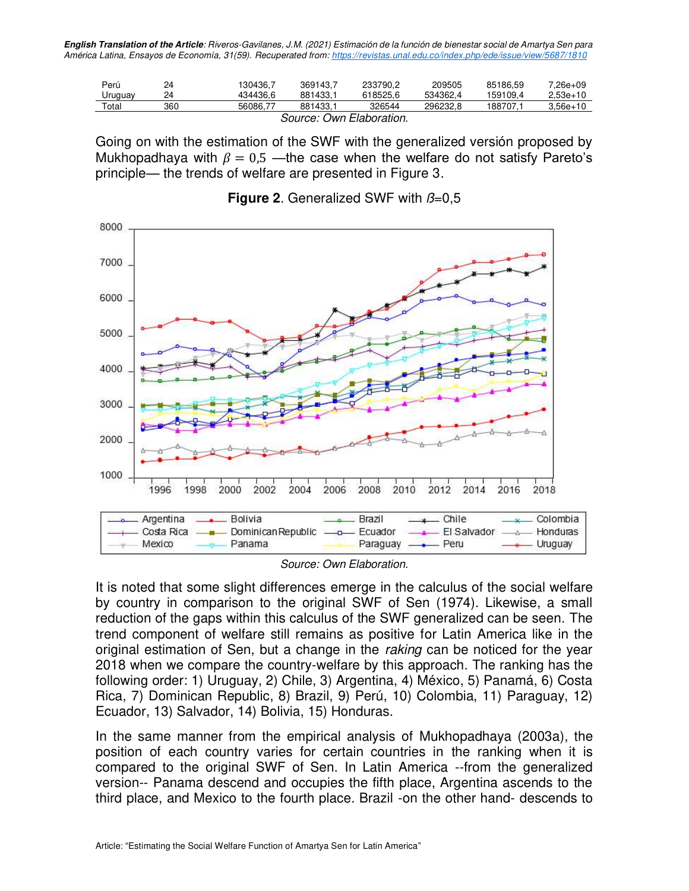| Perú | 24 | 130436,7 | 369143,7 | 233790,2 | 209505 | 85186,59 | 7,26e+09 |
|---|---|---|---|---|---|---|---|
| Uruguay | 24 | 434436,6 | 881433,1 | 618525,6 | 534362,4 | 159109,4 | 2,53e+10 |
| Total | 360 | 56086,77 | 881433,1 | 326544 | 296232,8 | 188707,1 | 3,56e+10 |

Source: Own Elaboration.

Going on with the estimation of the SWF with the generalized versión proposed by Mukhopadhaya with $\beta = 0{,}5$ —the case when the welfare do not satisfy Pareto's principle— the trends of welfare are presented in Figure 3.

**Figure 2**. Generalized SWF with $\beta$=0,5

Source: Own Elaboration.

It is noted that some slight differences emerge in the calculus of the social welfare by country in comparison to the original SWF of Sen (1974). Likewise, a small reduction of the gaps within this calculus of the SWF generalized can be seen. The trend component of welfare still remains as positive for Latin America like in the original estimation of Sen, but a change in the *raking* can be noticed for the year 2018 when we compare the country-welfare by this approach. The ranking has the following order: 1) Uruguay, 2) Chile, 3) Argentina, 4) México, 5) Panamá, 6) Costa Rica, 7) Dominican Republic, 8) Brazil, 9) Perú, 10) Colombia, 11) Paraguay, 12) Ecuador, 13) Salvador, 14) Bolivia, 15) Honduras.

In the same manner from the empirical analysis of Mukhopadhaya (2003a), the position of each country varies for certain countries in the ranking when it is compared to the original SWF of Sen. In Latin America --from the generalized version-- Panama descend and occupies the fifth place, Argentina ascends to the third place, and Mexico to the fourth place. Brazil -on the other hand- descends to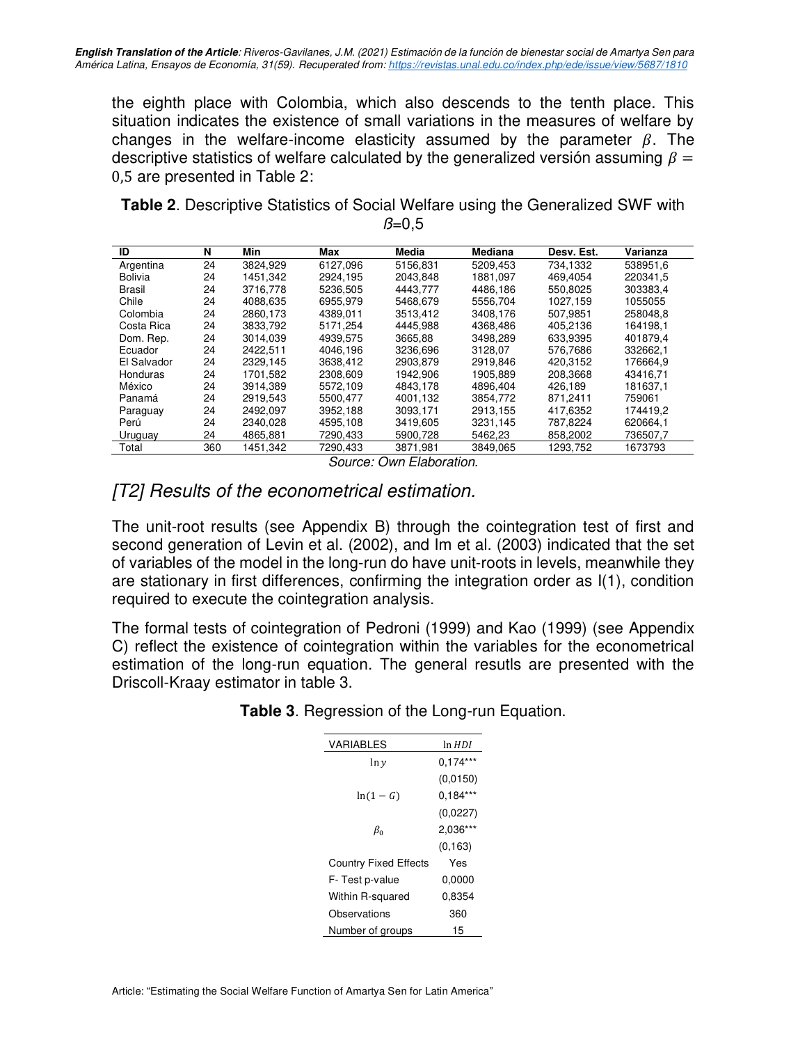the eighth place with Colombia, which also descends to the tenth place. This situation indicates the existence of small variations in the measures of welfare by changes in the welfare-income elasticity assumed by the parameter $\beta$. The descriptive statistics of welfare calculated by the generalized versión assuming $\beta = 0{,}5$ are presented in Table 2:

**Table 2**. Descriptive Statistics of Social Welfare using the Generalized SWF with $\beta$=0,5

| ID | N | Min | Max | Media | Mediana | Desv. Est. | Varianza |
|---|---|---|---|---|---|---|---|
| Argentina | 24 | 3824,929 | 6127,096 | 5156,831 | 5209,453 | 734,1332 | 538951,6 |
| Bolivia | 24 | 1451,342 | 2924,195 | 2043,848 | 1881,097 | 469,4054 | 220341,5 |
| Brasil | 24 | 3716,778 | 5236,505 | 4443,777 | 4486,186 | 550,8025 | 303383,4 |
| Chile | 24 | 4088,635 | 6955,979 | 5468,679 | 5556,704 | 1027,159 | 1055055 |
| Colombia | 24 | 2860,173 | 4389,011 | 3513,412 | 3408,176 | 507,9851 | 258048,8 |
| Costa Rica | 24 | 3833,792 | 5171,254 | 4445,988 | 4368,486 | 405,2136 | 164198,1 |
| Dom. Rep. | 24 | 3014,039 | 4939,575 | 3665,88 | 3498,289 | 633,9395 | 401879,4 |
| Ecuador | 24 | 2422,511 | 4046,196 | 3236,696 | 3128,07 | 576,7686 | 332662,1 |
| El Salvador | 24 | 2329,145 | 3638,412 | 2903,879 | 2919,846 | 420,3152 | 176664,9 |
| Honduras | 24 | 1701,582 | 2308,609 | 1942,906 | 1905,889 | 208,3668 | 43416,71 |
| México | 24 | 3914,389 | 5572,109 | 4843,178 | 4896,404 | 426,189 | 181637,1 |
| Panamá | 24 | 2919,543 | 5500,477 | 4001,132 | 3854,772 | 871,2411 | 759061 |
| Paraguay | 24 | 2492,097 | 3952,188 | 3093,171 | 2913,155 | 417,6352 | 174419,2 |
| Perú | 24 | 2340,028 | 4595,108 | 3419,605 | 3231,145 | 787,8224 | 620664,1 |
| Uruguay | 24 | 4865,881 | 7290,433 | 5900,728 | 5462,23 | 858,2002 | 736507,7 |
| Total | 360 | 1451,342 | 7290,433 | 3871,981 | 3849,065 | 1293,752 | 1673793 |

*Source: Own Elaboration.*

## [T2] Results of the econometrical estimation.

The unit-root results (see Appendix B) through the cointegration test of first and second generation of Levin et al. (2002), and Im et al. (2003) indicated that the set of variables of the model in the long-run do have unit-roots in levels, meanwhile they are stationary in first differences, confirming the integration order as I(1), condition required to execute the cointegration analysis.

The formal tests of cointegration of Pedroni (1999) and Kao (1999) (see Appendix C) reflect the existence of cointegration within the variables for the econometrical estimation of the long-run equation. The general resutls are presented with the Driscoll-Kraay estimator in table 3.

**Table 3**. Regression of the Long-run Equation.

| VARIABLES | $\ln HDI$ |
|---|---|
| $\ln y$ | 0,174*** |
| | (0,0150) |
| $\ln(1-G)$ | 0,184*** |
| | (0,0227) |
| $\beta_0$ | 2,036*** |
| | (0,163) |
| Country Fixed Effects | Yes |
| F- Test p-value | 0,0000 |
| Within R-squared | 0,8354 |
| Observations | 360 |
| Number of groups | 15 |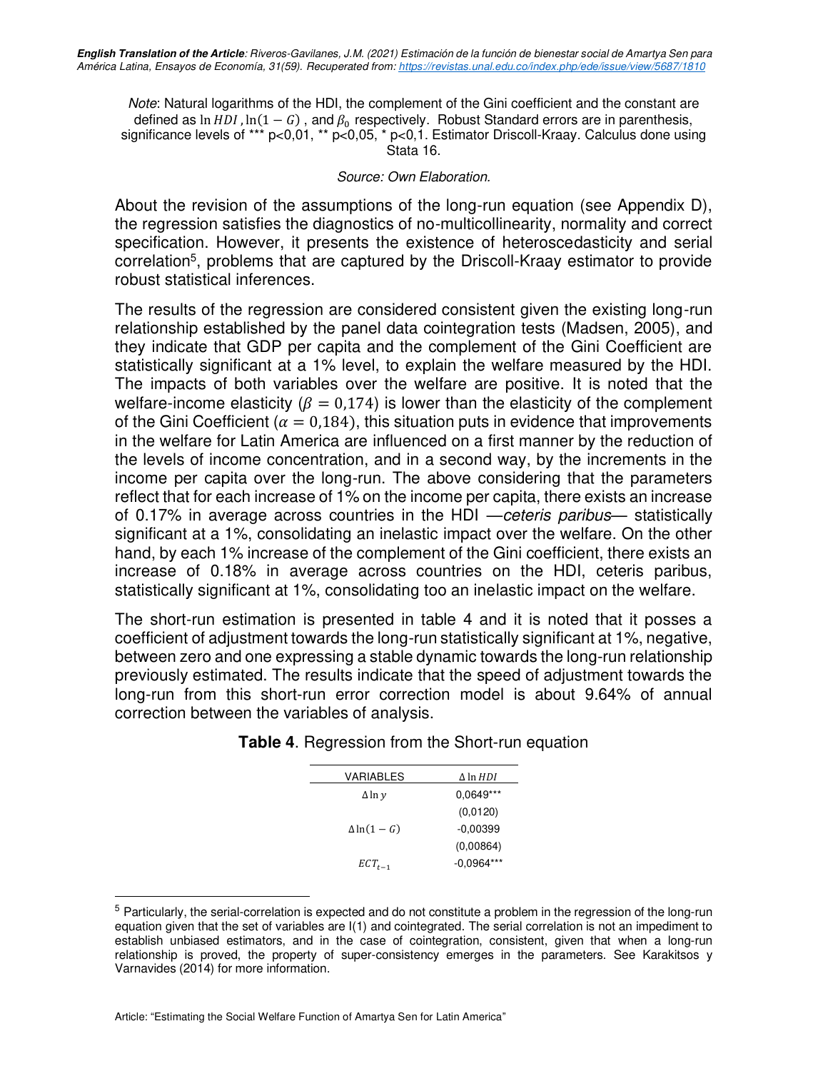*Note*: Natural logarithms of the HDI, the complement of the Gini coefficient and the constant are defined as $\ln HDI$, $\ln(1-G)$, and $\beta_0$ respectively. Robust Standard errors are in parenthesis, significance levels of *** p<0,01, ** p<0,05, * p<0,1. Estimator Driscoll-Kraay. Calculus done using Stata 16.

*Source: Own Elaboration.*

About the revision of the assumptions of the long-run equation (see Appendix D), the regression satisfies the diagnostics of no-multicollinearity, normality and correct specification. However, it presents the existence of heteroscedasticity and serial correlation[5], problems that are captured by the Driscoll-Kraay estimator to provide robust statistical inferences.

The results of the regression are considered consistent given the existing long-run relationship established by the panel data cointegration tests (Madsen, 2005), and they indicate that GDP per capita and the complement of the Gini Coefficient are statistically significant at a 1% level, to explain the welfare measured by the HDI. The impacts of both variables over the welfare are positive. It is noted that the welfare-income elasticity ($\beta = 0{,}174$) is lower than the elasticity of the complement of the Gini Coefficient ($\alpha = 0{,}184$), this situation puts in evidence that improvements in the welfare for Latin America are influenced on a first manner by the reduction of the levels of income concentration, and in a second way, by the increments in the income per capita over the long-run. The above considering that the parameters reflect that for each increase of 1% on the income per capita, there exists an increase of 0.17% in average across countries in the HDI —*ceteris paribus*— statistically significant at a 1%, consolidating an inelastic impact over the welfare. On the other hand, by each 1% increase of the complement of the Gini coefficient, there exists an increase of 0.18% in average across countries on the HDI, ceteris paribus, statistically significant at 1%, consolidating too an inelastic impact on the welfare.

The short-run estimation is presented in table 4 and it is noted that it posses a coefficient of adjustment towards the long-run statistically significant at 1%, negative, between zero and one expressing a stable dynamic towards the long-run relationship previously estimated. The results indicate that the speed of adjustment towards the long-run from this short-run error correction model is about 9.64% of annual correction between the variables of analysis.

**Table 4**. Regression from the Short-run equation

| VARIABLES | $\Delta \ln HDI$ |
|---|---|
| $\Delta \ln y$ | 0,0649*** |
| | (0,0120) |
| $\Delta \ln(1-G)$ | -0,00399 |
| | (0,00864) |
| $ECT_{t-1}$ | -0,0964*** |

[5] Particularly, the serial-correlation is expected and do not constitute a problem in the regression of the long-run equation given that the set of variables are I(1) and cointegrated. The serial correlation is not an impediment to establish unbiased estimators, and in the case of cointegration, consistent, given that when a long-run relationship is proved, the property of super-consistency emerges in the parameters. See Karakitsos y Varnavides (2014) for more information.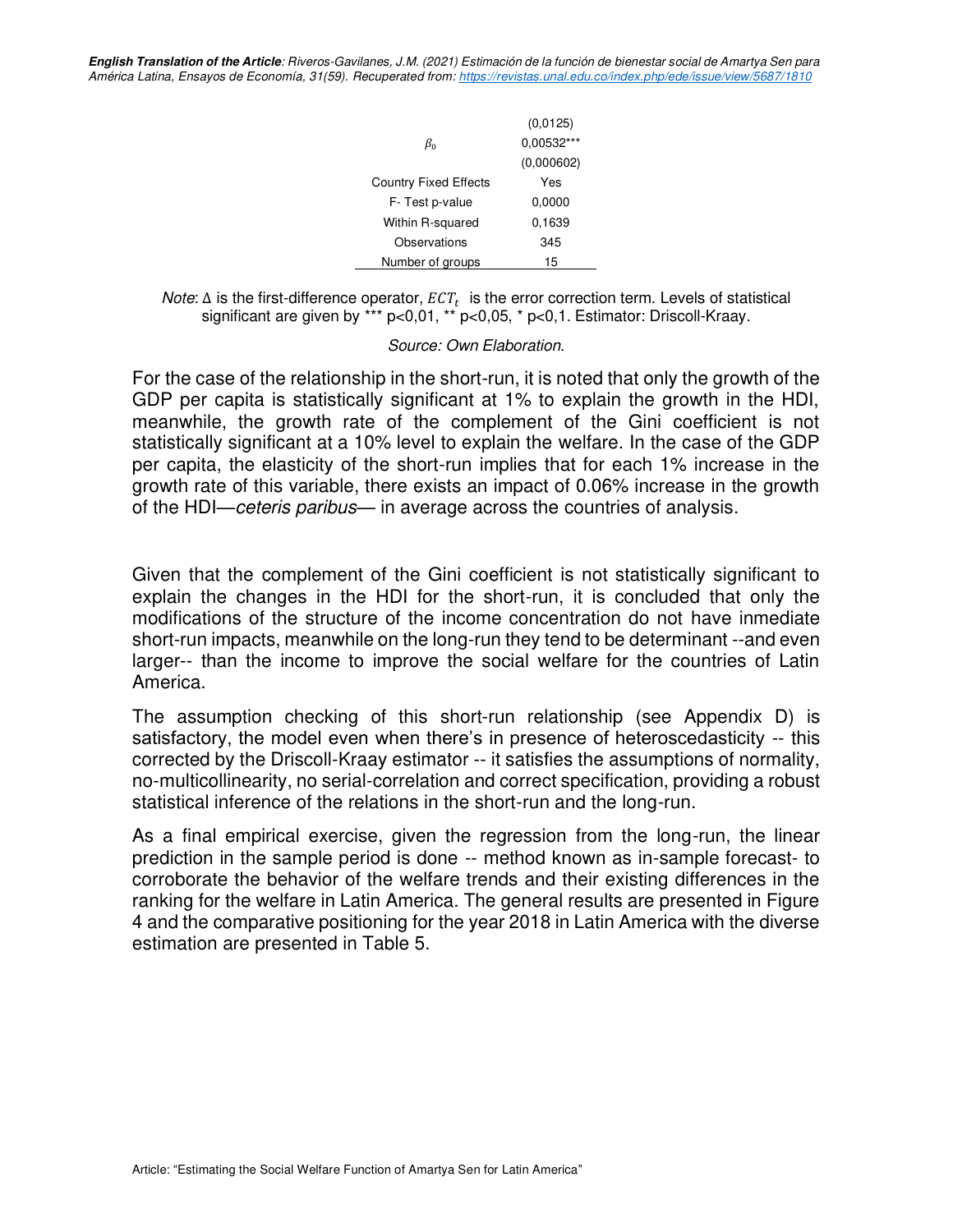|  |  |
|---|---|
|  | (0,0125) |
| $\beta_0$ | 0,00532*** |
|  | (0,000602) |
| Country Fixed Effects | Yes |
| F- Test p-value | 0,0000 |
| Within R-squared | 0,1639 |
| Observations | 345 |
| Number of groups | 15 |

*Note*: Δ is the first-difference operator, $ECT_t$ is the error correction term. Levels of statistical significant are given by *** p<0,01, ** p<0,05, * p<0,1. Estimator: Driscoll-Kraay.

*Source: Own Elaboration.*

For the case of the relationship in the short-run, it is noted that only the growth of the GDP per capita is statistically significant at 1% to explain the growth in the HDI, meanwhile, the growth rate of the complement of the Gini coefficient is not statistically significant at a 10% level to explain the welfare. In the case of the GDP per capita, the elasticity of the short-run implies that for each 1% increase in the growth rate of this variable, there exists an impact of 0.06% increase in the growth of the HDI—*ceteris paribus*— in average across the countries of analysis.

Given that the complement of the Gini coefficient is not statistically significant to explain the changes in the HDI for the short-run, it is concluded that only the modifications of the structure of the income concentration do not have inmediate short-run impacts, meanwhile on the long-run they tend to be determinant --and even larger-- than the income to improve the social welfare for the countries of Latin America.

The assumption checking of this short-run relationship (see Appendix D) is satisfactory, the model even when there's in presence of heteroscedasticity -- this corrected by the Driscoll-Kraay estimator -- it satisfies the assumptions of normality, no-multicollinearity, no serial-correlation and correct specification, providing a robust statistical inference of the relations in the short-run and the long-run.

As a final empirical exercise, given the regression from the long-run, the linear prediction in the sample period is done -- method known as in-sample forecast- to corroborate the behavior of the welfare trends and their existing differences in the ranking for the welfare in Latin America. The general results are presented in Figure 4 and the comparative positioning for the year 2018 in Latin America with the diverse estimation are presented in Table 5.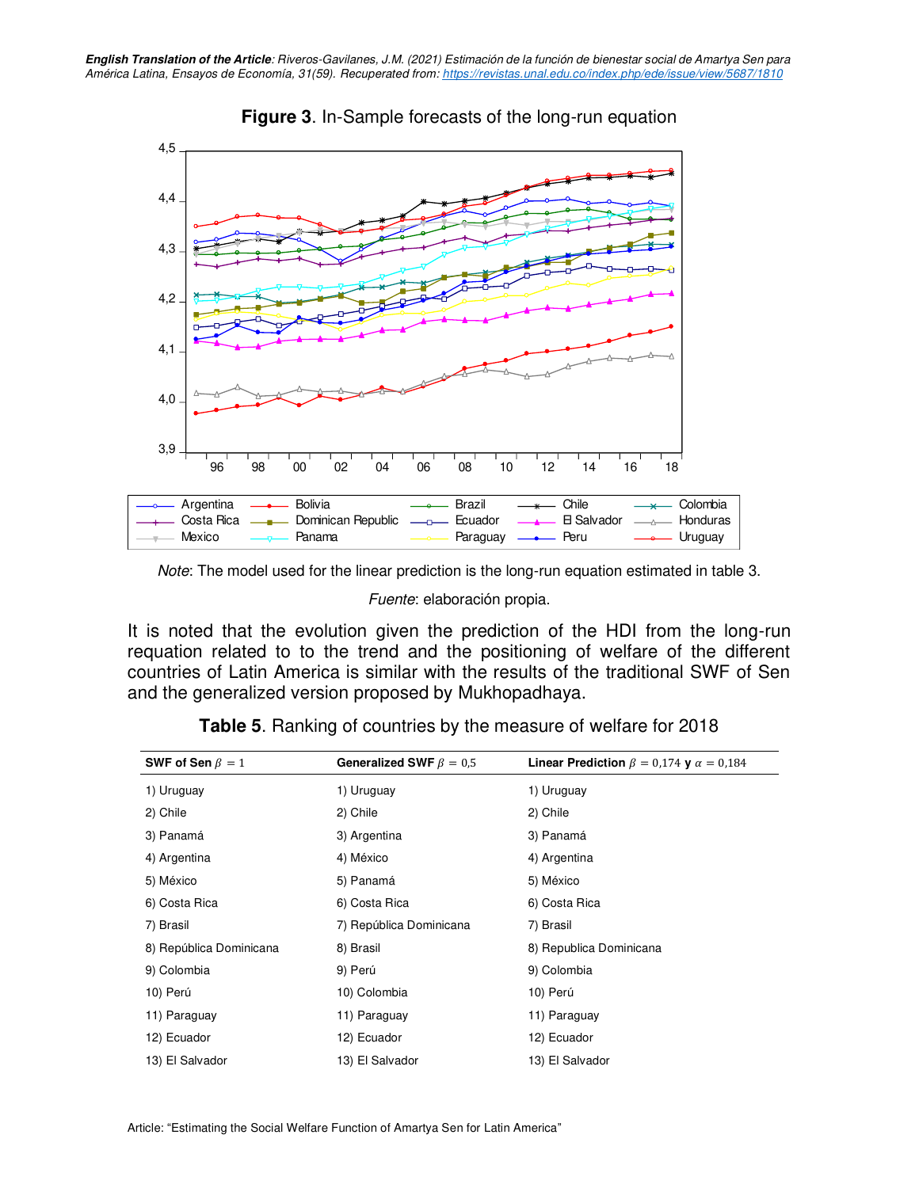**Figure 3**. In-Sample forecasts of the long-run equation

*Note*: The model used for the linear prediction is the long-run equation estimated in table 3.

*Fuente*: elaboración propia.

It is noted that the evolution given the prediction of the HDI from the long-run requation related to to the trend and the positioning of welfare of the different countries of Latin America is similar with the results of the traditional SWF of Sen and the generalized version proposed by Mukhopadhaya.

**Table 5**. Ranking of countries by the measure of welfare for 2018

| **SWF of Sen** $\beta = 1$ | **Generalized SWF** $\beta = 0{,}5$ | **Linear Prediction** $\beta = 0{,}174$ **y** $\alpha = 0{,}184$ |
|---|---|---|
| 1) Uruguay | 1) Uruguay | 1) Uruguay |
| 2) Chile | 2) Chile | 2) Chile |
| 3) Panamá | 3) Argentina | 3) Panamá |
| 4) Argentina | 4) México | 4) Argentina |
| 5) México | 5) Panamá | 5) México |
| 6) Costa Rica | 6) Costa Rica | 6) Costa Rica |
| 7) Brasil | 7) República Dominicana | 7) Brasil |
| 8) República Dominicana | 8) Brasil | 8) Republica Dominicana |
| 9) Colombia | 9) Perú | 9) Colombia |
| 10) Perú | 10) Colombia | 10) Perú |
| 11) Paraguay | 11) Paraguay | 11) Paraguay |
| 12) Ecuador | 12) Ecuador | 12) Ecuador |
| 13) El Salvador | 13) El Salvador | 13) El Salvador |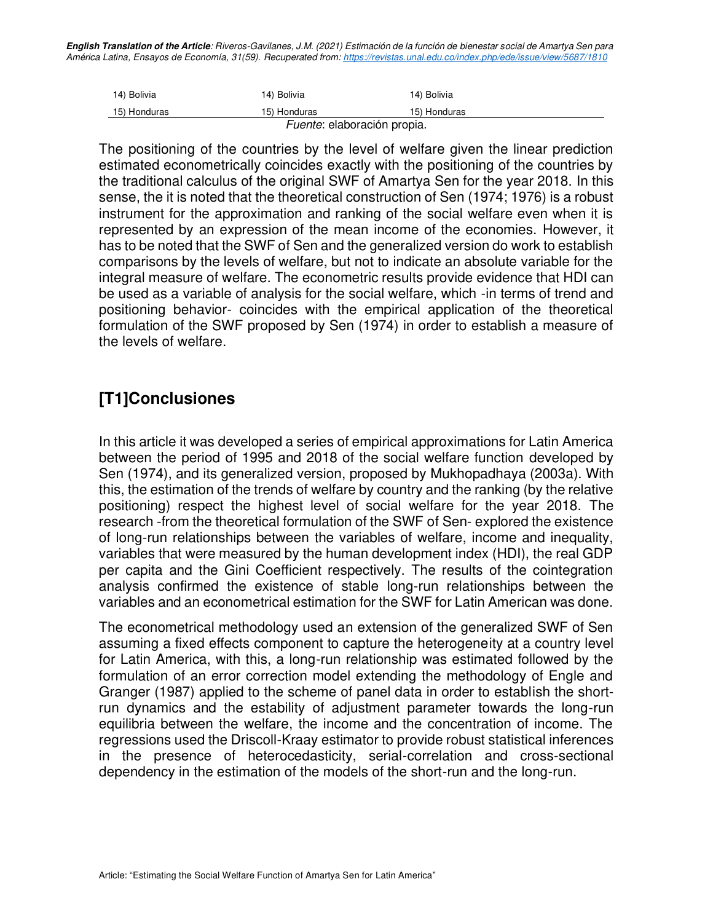| | | |
|---|---|---|
| 14) Bolivia | 14) Bolivia | 14) Bolivia |
| 15) Honduras | 15) Honduras | 15) Honduras |

*Fuente*: elaboración propia.

The positioning of the countries by the level of welfare given the linear prediction estimated econometrically coincides exactly with the positioning of the countries by the traditional calculus of the original SWF of Amartya Sen for the year 2018. In this sense, the it is noted that the theoretical construction of Sen (1974; 1976) is a robust instrument for the approximation and ranking of the social welfare even when it is represented by an expression of the mean income of the economies. However, it has to be noted that the SWF of Sen and the generalized version do work to establish comparisons by the levels of welfare, but not to indicate an absolute variable for the integral measure of welfare. The econometric results provide evidence that HDI can be used as a variable of analysis for the social welfare, which -in terms of trend and positioning behavior- coincides with the empirical application of the theoretical formulation of the SWF proposed by Sen (1974) in order to establish a measure of the levels of welfare.

## [T1]Conclusiones

In this article it was developed a series of empirical approximations for Latin America between the period of 1995 and 2018 of the social welfare function developed by Sen (1974), and its generalized version, proposed by Mukhopadhaya (2003a). With this, the estimation of the trends of welfare by country and the ranking (by the relative positioning) respect the highest level of social welfare for the year 2018. The research -from the theoretical formulation of the SWF of Sen- explored the existence of long-run relationships between the variables of welfare, income and inequality, variables that were measured by the human development index (HDI), the real GDP per capita and the Gini Coefficient respectively. The results of the cointegration analysis confirmed the existence of stable long-run relationships between the variables and an econometrical estimation for the SWF for Latin American was done.

The econometrical methodology used an extension of the generalized SWF of Sen assuming a fixed effects component to capture the heterogeneity at a country level for Latin America, with this, a long-run relationship was estimated followed by the formulation of an error correction model extending the methodology of Engle and Granger (1987) applied to the scheme of panel data in order to establish the short-run dynamics and the estability of adjustment parameter towards the long-run equilibria between the welfare, the income and the concentration of income. The regressions used the Driscoll-Kraay estimator to provide robust statistical inferences in the presence of heterocedasticity, serial-correlation and cross-sectional dependency in the estimation of the models of the short-run and the long-run.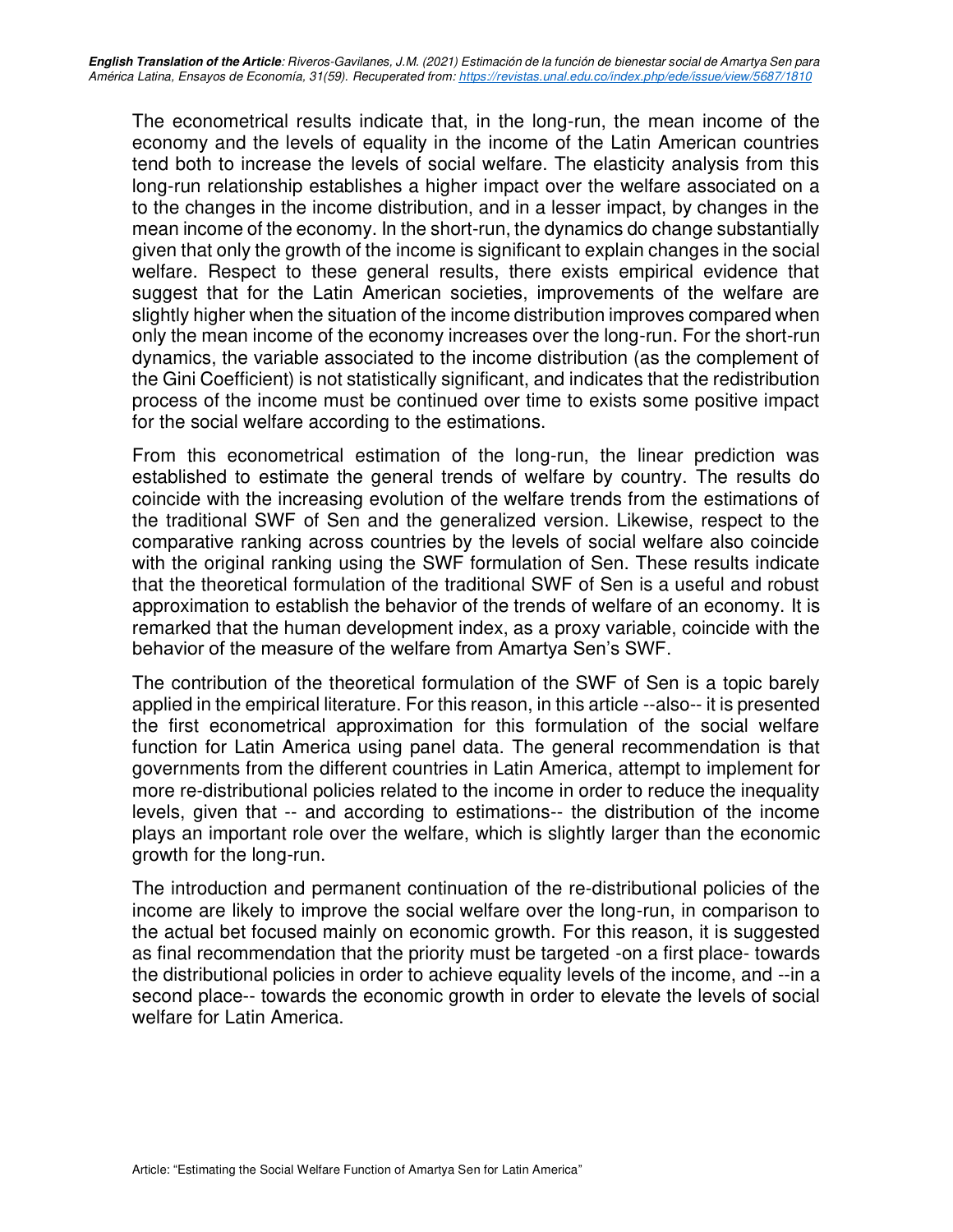The econometrical results indicate that, in the long-run, the mean income of the economy and the levels of equality in the income of the Latin American countries tend both to increase the levels of social welfare. The elasticity analysis from this long-run relationship establishes a higher impact over the welfare associated on a to the changes in the income distribution, and in a lesser impact, by changes in the mean income of the economy. In the short-run, the dynamics do change substantially given that only the growth of the income is significant to explain changes in the social welfare. Respect to these general results, there exists empirical evidence that suggest that for the Latin American societies, improvements of the welfare are slightly higher when the situation of the income distribution improves compared when only the mean income of the economy increases over the long-run. For the short-run dynamics, the variable associated to the income distribution (as the complement of the Gini Coefficient) is not statistically significant, and indicates that the redistribution process of the income must be continued over time to exists some positive impact for the social welfare according to the estimations.

From this econometrical estimation of the long-run, the linear prediction was established to estimate the general trends of welfare by country. The results do coincide with the increasing evolution of the welfare trends from the estimations of the traditional SWF of Sen and the generalized version. Likewise, respect to the comparative ranking across countries by the levels of social welfare also coincide with the original ranking using the SWF formulation of Sen. These results indicate that the theoretical formulation of the traditional SWF of Sen is a useful and robust approximation to establish the behavior of the trends of welfare of an economy. It is remarked that the human development index, as a proxy variable, coincide with the behavior of the measure of the welfare from Amartya Sen's SWF.

The contribution of the theoretical formulation of the SWF of Sen is a topic barely applied in the empirical literature. For this reason, in this article --also-- it is presented the first econometrical approximation for this formulation of the social welfare function for Latin America using panel data. The general recommendation is that governments from the different countries in Latin America, attempt to implement for more re-distributional policies related to the income in order to reduce the inequality levels, given that -- and according to estimations-- the distribution of the income plays an important role over the welfare, which is slightly larger than the economic growth for the long-run.

The introduction and permanent continuation of the re-distributional policies of the income are likely to improve the social welfare over the long-run, in comparison to the actual bet focused mainly on economic growth. For this reason, it is suggested as final recommendation that the priority must be targeted -on a first place- towards the distributional policies in order to achieve equality levels of the income, and --in a second place-- towards the economic growth in order to elevate the levels of social welfare for Latin America.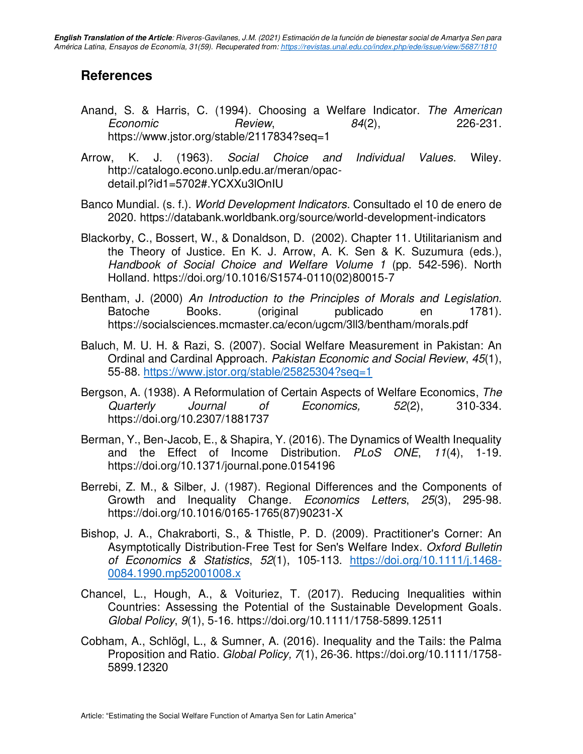## References

Anand, S. & Harris, C. (1994). Choosing a Welfare Indicator. *The American Economic Review*, *84*(2), 226-231. https://www.jstor.org/stable/2117834?seq=1

Arrow, K. J. (1963). *Social Choice and Individual Values*. Wiley. http://catalogo.econo.unlp.edu.ar/meran/opac-detail.pl?id1=5702#.YCXXu3lOnIU

Banco Mundial. (s. f.). *World Development Indicators*. Consultado el 10 de enero de 2020. https://databank.worldbank.org/source/world-development-indicators

Blackorby, C., Bossert, W., & Donaldson, D. (2002). Chapter 11. Utilitarianism and the Theory of Justice. En K. J. Arrow, A. K. Sen & K. Suzumura (eds.), *Handbook of Social Choice and Welfare Volume 1* (pp. 542-596). North Holland. https://doi.org/10.1016/S1574-0110(02)80015-7

Bentham, J. (2000) *An Introduction to the Principles of Morals and Legislation*. Batoche Books. (original publicado en 1781). https://socialsciences.mcmaster.ca/econ/ugcm/3ll3/bentham/morals.pdf

Baluch, M. U. H. & Razi, S. (2007). Social Welfare Measurement in Pakistan: An Ordinal and Cardinal Approach. *Pakistan Economic and Social Review*, *45*(1), 55-88. https://www.jstor.org/stable/25825304?seq=1

Bergson, A. (1938). A Reformulation of Certain Aspects of Welfare Economics, *The Quarterly Journal of Economics,* *52*(2), 310-334. https://doi.org/10.2307/1881737

Berman, Y., Ben-Jacob, E., & Shapira, Y. (2016). The Dynamics of Wealth Inequality and the Effect of Income Distribution. *PLoS ONE*, *11*(4), 1-19. https://doi.org/10.1371/journal.pone.0154196

Berrebi, Z. M., & Silber, J. (1987). Regional Differences and the Components of Growth and Inequality Change. *Economics Letters*, *25*(3), 295-98. https://doi.org/10.1016/0165-1765(87)90231-X

Bishop, J. A., Chakraborti, S., & Thistle, P. D. (2009). Practitioner's Corner: An Asymptotically Distribution-Free Test for Sen's Welfare Index. *Oxford Bulletin of Economics & Statistics*, *52*(1), 105-113. https://doi.org/10.1111/j.1468-0084.1990.mp52001008.x

Chancel, L., Hough, A., & Voituriez, T. (2017). Reducing Inequalities within Countries: Assessing the Potential of the Sustainable Development Goals. *Global Policy*, *9*(1), 5-16. https://doi.org/10.1111/1758-5899.12511

Cobham, A., Schlögl, L., & Sumner, A. (2016). Inequality and the Tails: the Palma Proposition and Ratio. *Global Policy, 7*(1), 26-36. https://doi.org/10.1111/1758-5899.12320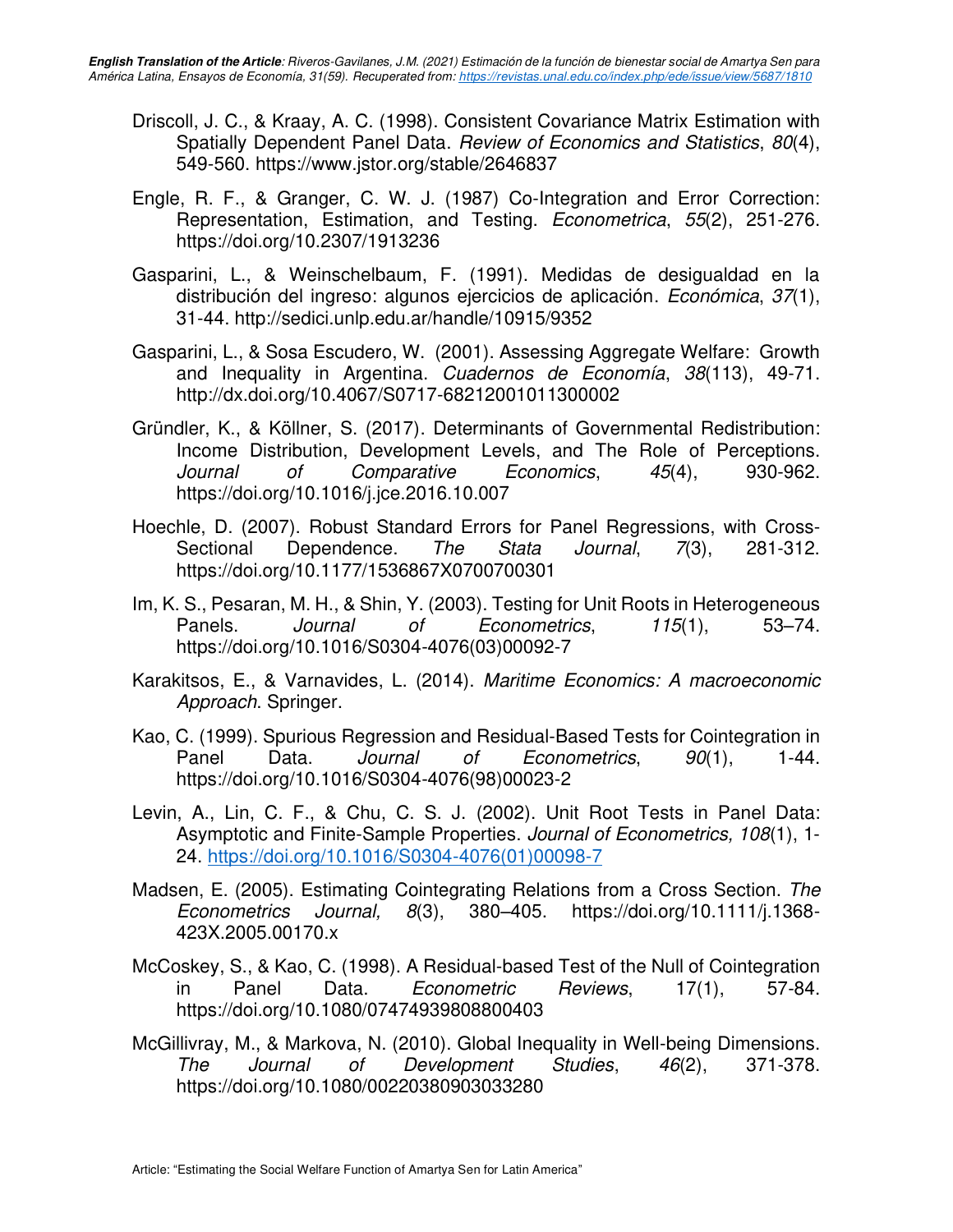Driscoll, J. C., & Kraay, A. C. (1998). Consistent Covariance Matrix Estimation with Spatially Dependent Panel Data. *Review of Economics and Statistics*, *80*(4), 549-560. https://www.jstor.org/stable/2646837

Engle, R. F., & Granger, C. W. J. (1987) Co-Integration and Error Correction: Representation, Estimation, and Testing. *Econometrica*, *55*(2), 251-276. https://doi.org/10.2307/1913236

Gasparini, L., & Weinschelbaum, F. (1991). Medidas de desigualdad en la distribución del ingreso: algunos ejercicios de aplicación. *Económica*, *37*(1), 31-44. http://sedici.unlp.edu.ar/handle/10915/9352

Gasparini, L., & Sosa Escudero, W. (2001). Assessing Aggregate Welfare: Growth and Inequality in Argentina. *Cuadernos de Economía*, *38*(113), 49-71. http://dx.doi.org/10.4067/S0717-68212001011300002

Gründler, K., & Köllner, S. (2017). Determinants of Governmental Redistribution: Income Distribution, Development Levels, and The Role of Perceptions. *Journal of Comparative Economics*, *45*(4), 930-962. https://doi.org/10.1016/j.jce.2016.10.007

Hoechle, D. (2007). Robust Standard Errors for Panel Regressions, with Cross-Sectional Dependence. *The Stata Journal*, *7*(3), 281-312. https://doi.org/10.1177/1536867X0700700301

Im, K. S., Pesaran, M. H., & Shin, Y. (2003). Testing for Unit Roots in Heterogeneous Panels. *Journal of Econometrics*, *115*(1), 53–74. https://doi.org/10.1016/S0304-4076(03)00092-7

Karakitsos, E., & Varnavides, L. (2014). *Maritime Economics: A macroeconomic Approach*. Springer.

Kao, C. (1999). Spurious Regression and Residual-Based Tests for Cointegration in Panel Data. *Journal of Econometrics*, *90*(1), 1-44. https://doi.org/10.1016/S0304-4076(98)00023-2

Levin, A., Lin, C. F., & Chu, C. S. J. (2002). Unit Root Tests in Panel Data: Asymptotic and Finite-Sample Properties. *Journal of Econometrics, 108*(1), 1-24. https://doi.org/10.1016/S0304-4076(01)00098-7

Madsen, E. (2005). Estimating Cointegrating Relations from a Cross Section. *The Econometrics Journal, 8*(3), 380–405. https://doi.org/10.1111/j.1368-423X.2005.00170.x

McCoskey, S., & Kao, C. (1998). A Residual-based Test of the Null of Cointegration in Panel Data. *Econometric Reviews*, 17(1), 57-84. https://doi.org/10.1080/07474939808800403

McGillivray, M., & Markova, N. (2010). Global Inequality in Well-being Dimensions. *The Journal of Development Studies*, *46*(2), 371-378. https://doi.org/10.1080/00220380903033280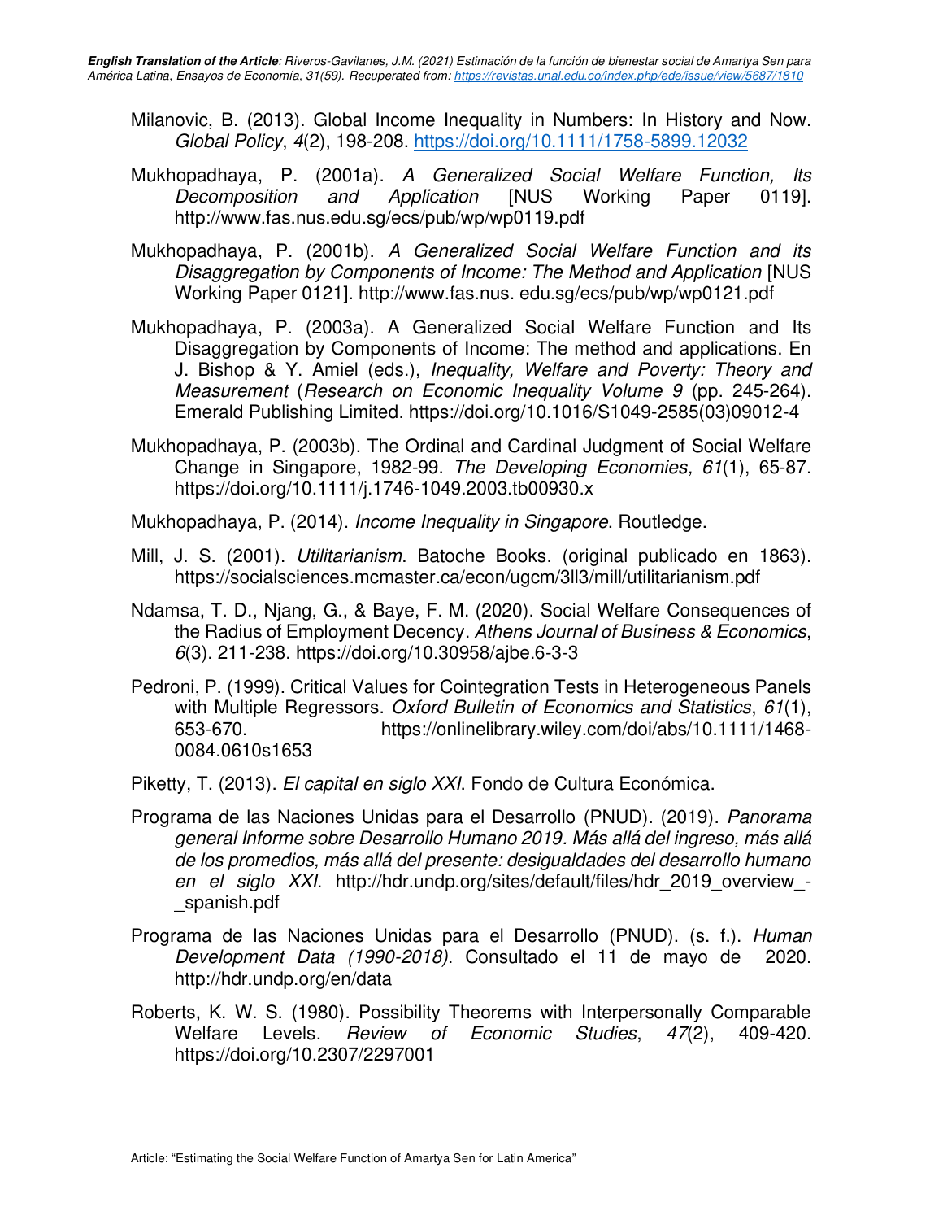Milanovic, B. (2013). Global Income Inequality in Numbers: In History and Now. *Global Policy*, *4*(2), 198-208. https://doi.org/10.1111/1758-5899.12032

Mukhopadhaya, P. (2001a). *A Generalized Social Welfare Function, Its Decomposition and Application* [NUS Working Paper 0119]. http://www.fas.nus.edu.sg/ecs/pub/wp/wp0119.pdf

Mukhopadhaya, P. (2001b). *A Generalized Social Welfare Function and its Disaggregation by Components of Income: The Method and Application* [NUS Working Paper 0121]. http://www.fas.nus. edu.sg/ecs/pub/wp/wp0121.pdf

Mukhopadhaya, P. (2003a). A Generalized Social Welfare Function and Its Disaggregation by Components of Income: The method and applications. En J. Bishop & Y. Amiel (eds.), *Inequality, Welfare and Poverty: Theory and Measurement* (*Research on Economic Inequality Volume 9* (pp. 245-264). Emerald Publishing Limited. https://doi.org/10.1016/S1049-2585(03)09012-4

Mukhopadhaya, P. (2003b). The Ordinal and Cardinal Judgment of Social Welfare Change in Singapore, 1982-99. *The Developing Economies, 61*(1), 65-87. https://doi.org/10.1111/j.1746-1049.2003.tb00930.x

Mukhopadhaya, P. (2014). *Income Inequality in Singapore*. Routledge.

Mill, J. S. (2001). *Utilitarianism*. Batoche Books. (original publicado en 1863). https://socialsciences.mcmaster.ca/econ/ugcm/3ll3/mill/utilitarianism.pdf

Ndamsa, T. D., Njang, G., & Baye, F. M. (2020). Social Welfare Consequences of the Radius of Employment Decency. *Athens Journal of Business & Economics*, *6*(3). 211-238. https://doi.org/10.30958/ajbe.6-3-3

Pedroni, P. (1999). Critical Values for Cointegration Tests in Heterogeneous Panels with Multiple Regressors. *Oxford Bulletin of Economics and Statistics*, *61*(1), 653-670. https://onlinelibrary.wiley.com/doi/abs/10.1111/1468-0084.0610s1653

Piketty, T. (2013). *El capital en siglo XXI*. Fondo de Cultura Económica.

Programa de las Naciones Unidas para el Desarrollo (PNUD). (2019). *Panorama general Informe sobre Desarrollo Humano 2019. Más allá del ingreso, más allá de los promedios, más allá del presente: desigualdades del desarrollo humano en el siglo XXI*. http://hdr.undp.org/sites/default/files/hdr_2019_overview_-_spanish.pdf

Programa de las Naciones Unidas para el Desarrollo (PNUD). (s. f.). *Human Development Data (1990-2018)*. Consultado el 11 de mayo de 2020. http://hdr.undp.org/en/data

Roberts, K. W. S. (1980). Possibility Theorems with Interpersonally Comparable Welfare Levels. *Review of Economic Studies*, *47*(2), 409-420. https://doi.org/10.2307/2297001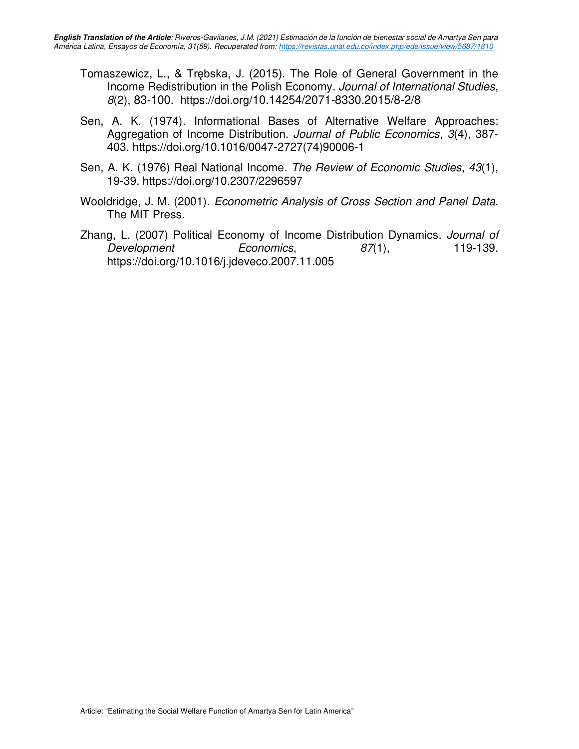Tomaszewicz, L., & Trębska, J. (2015). The Role of General Government in the Income Redistribution in the Polish Economy. *Journal of International Studies*, *8*(2), 83-100. https://doi.org/10.14254/2071-8330.2015/8-2/8

Sen, A. K. (1974). Informational Bases of Alternative Welfare Approaches: Aggregation of Income Distribution. *Journal of Public Economics*, *3*(4), 387-403. https://doi.org/10.1016/0047-2727(74)90006-1

Sen, A. K. (1976) Real National Income. *The Review of Economic Studies*, *43*(1), 19-39. https://doi.org/10.2307/2296597

Wooldridge, J. M. (2001). *Econometric Analysis of Cross Section and Panel Data*. The MIT Press.

Zhang, L. (2007) Political Economy of Income Distribution Dynamics. *Journal of Development Economics*, *87*(1), 119-139. https://doi.org/10.1016/j.jdeveco.2007.11.005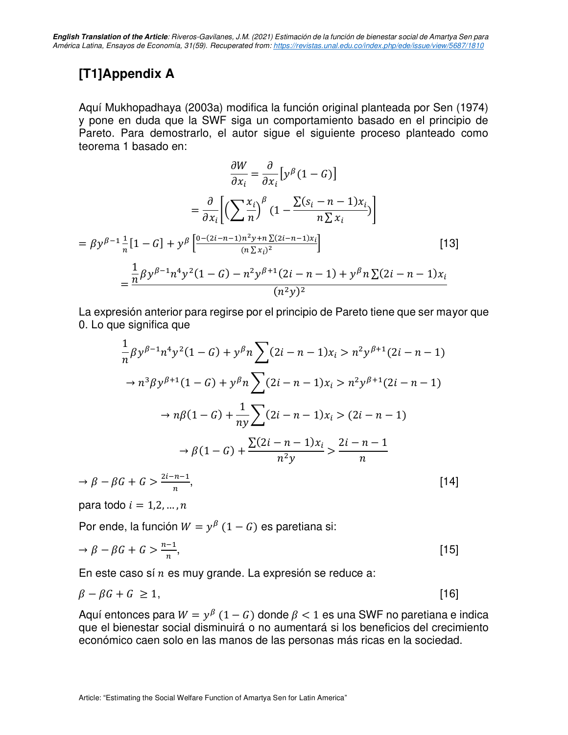## [T1]Appendix A

Aquí Mukhopadhaya (2003a) modifica la función original planteada por Sen (1974) y pone en duda que la SWF siga un comportamiento basado en el principio de Pareto. Para demostrarlo, el autor sigue el siguiente proceso planteado como teorema 1 basado en:

$$\frac{\partial W}{\partial x_i} = \frac{\partial}{\partial x_i}\left[y^{\beta}(1-G)\right]$$

$$= \frac{\partial}{\partial x_i}\left[\left(\sum \frac{x_i}{n}\right)^{\beta}(1 - \frac{\sum(s_i - n - 1)x_i}{n\sum x_i})\right]$$

$$= \beta y^{\beta-1}\frac{1}{n}[1-G] + y^{\beta}\left[\frac{0-(2i-n-1)n^2y + n\sum(2i-n-1)x_i}{(n\sum x_i)^2}\right] \quad [13]$$

$$= \frac{\frac{1}{n}\beta y^{\beta-1}n^4y^2(1-G) - n^2y^{\beta+1}(2i-n-1) + y^{\beta}n\sum(2i-n-1)x_i}{(n^2y)^2}$$

La expresión anterior para regirse por el principio de Pareto tiene que ser mayor que 0. Lo que significa que

$$\frac{1}{n}\beta y^{\beta-1}n^4y^2(1-G) + y^{\beta}n\sum(2i-n-1)x_i > n^2y^{\beta+1}(2i-n-1)$$

$$\rightarrow n^3\beta y^{\beta+1}(1-G) + y^{\beta}n\sum(2i-n-1)x_i > n^2y^{\beta+1}(2i-n-1)$$

$$\rightarrow n\beta(1-G) + \frac{1}{ny}\sum(2i-n-1)x_i > (2i-n-1)$$

$$\rightarrow \beta(1-G) + \frac{\sum(2i-n-1)x_i}{n^2y} > \frac{2i-n-1}{n}$$

$$\rightarrow \beta - \beta G + G > \frac{2i-n-1}{n}, \quad [14]$$

para todo $i = 1,2,\ldots,n$

Por ende, la función $W = y^{\beta}(1-G)$ es paretiana si:

$$\rightarrow \beta - \beta G + G > \frac{n-1}{n}, \quad [15]$$

En este caso sí $n$ es muy grande. La expresión se reduce a:

$$\beta - \beta G + G \geq 1, \quad [16]$$

Aquí entonces para $W = y^{\beta}(1-G)$ donde $\beta < 1$ es una SWF no paretiana e indica que el bienestar social disminuirá o no aumentará si los beneficios del crecimiento económico caen solo en las manos de las personas más ricas en la sociedad.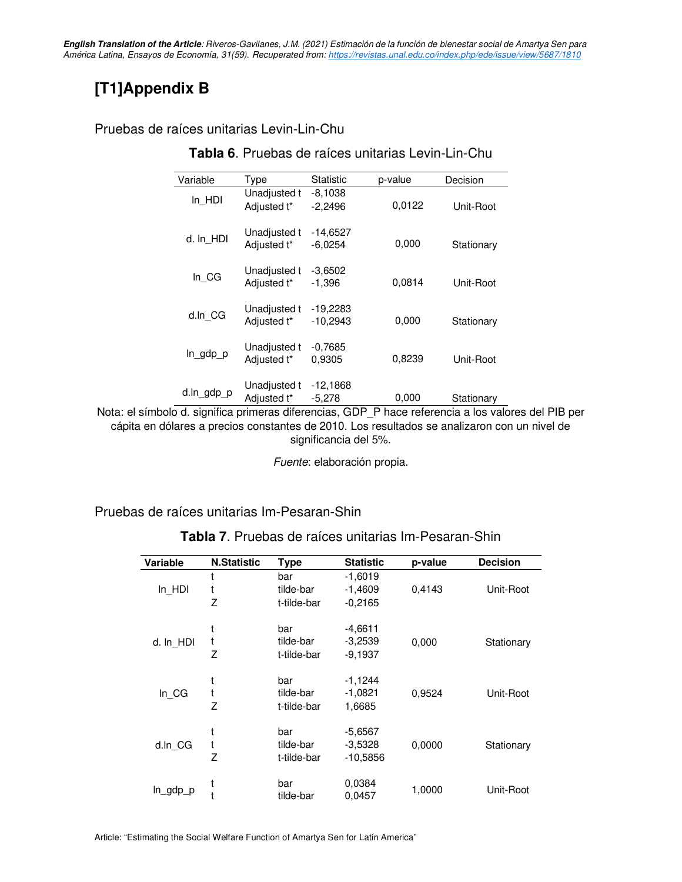# [T1]Appendix B

Pruebas de raíces unitarias Levin-Lin-Chu

**Tabla 6**. Pruebas de raíces unitarias Levin-Lin-Chu

| Variable | Type | Statistic | p-value | Decision |
|---|---|---|---|---|
| ln_HDI | Unadjusted t<br>Adjusted t* | -8,1038<br>-2,2496 | 0,0122 | Unit-Root |
| d. ln_HDI | Unadjusted t<br>Adjusted t* | -14,6527<br>-6,0254 | 0,000 | Stationary |
| ln_CG | Unadjusted t<br>Adjusted t* | -3,6502<br>-1,396 | 0,0814 | Unit-Root |
| d.ln_CG | Unadjusted t<br>Adjusted t* | -19,2283<br>-10,2943 | 0,000 | Stationary |
| ln_gdp_p | Unadjusted t<br>Adjusted t* | -0,7685<br>0,9305 | 0,8239 | Unit-Root |
| d.ln_gdp_p | Unadjusted t<br>Adjusted t* | -12,1868<br>-5,278 | 0,000 | Stationary |

Nota: el símbolo d. significa primeras diferencias, GDP_P hace referencia a los valores del PIB per cápita en dólares a precios constantes de 2010. Los resultados se analizaron con un nivel de significancia del 5%.

*Fuente*: elaboración propia.

Pruebas de raíces unitarias Im-Pesaran-Shin

**Tabla 7**. Pruebas de raíces unitarias Im-Pesaran-Shin

| Variable | N.Statistic | Type | Statistic | p-value | Decision |
|---|---|---|---|---|---|
| ln_HDI | t<br>t<br>Z | bar<br>tilde-bar<br>t-tilde-bar | -1,6019<br>-1,4609<br>-0,2165 | 0,4143 | Unit-Root |
| d. ln_HDI | t<br>t<br>Z | bar<br>tilde-bar<br>t-tilde-bar | -4,6611<br>-3,2539<br>-9,1937 | 0,000 | Stationary |
| ln_CG | t<br>t<br>Z | bar<br>tilde-bar<br>t-tilde-bar | -1,1244<br>-1,0821<br>1,6685 | 0,9524 | Unit-Root |
| d.ln_CG | t<br>t<br>Z | bar<br>tilde-bar<br>t-tilde-bar | -5,6567<br>-3,5328<br>-10,5856 | 0,0000 | Stationary |
| ln_gdp_p | t<br>t | bar<br>tilde-bar | 0,0384<br>0,0457 | 1,0000 | Unit-Root |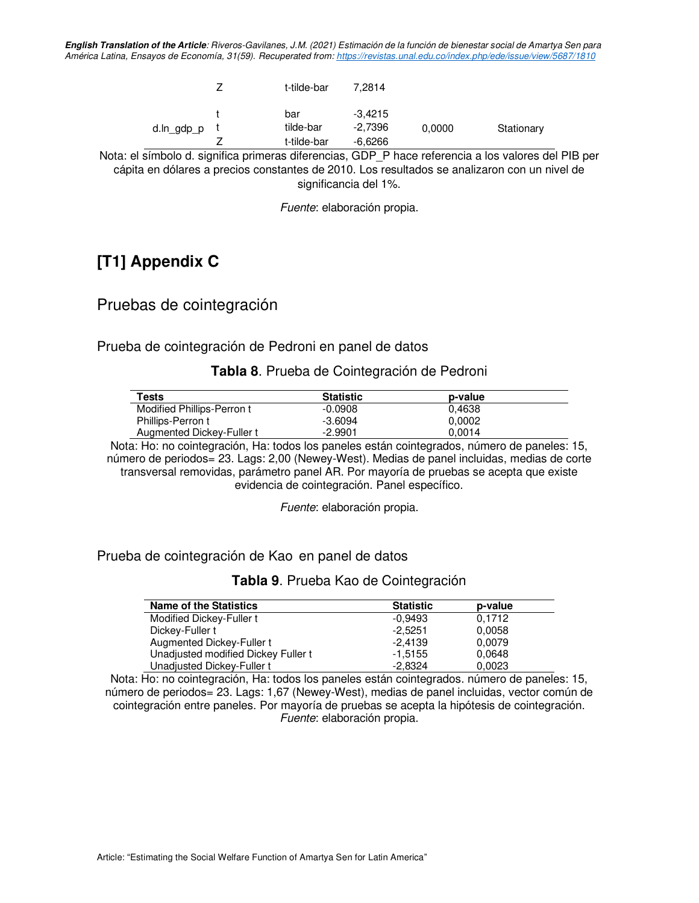| | Z | t-tilde-bar | 7,2814 | | |
|---|---|---|---|---|---|
| d.ln_gdp_p | t | bar | -3,4215 | 0,0000 | Stationary |
| | t | tilde-bar | -2,7396 | | |
| | Z | t-tilde-bar | -6,6266 | | |

Nota: el símbolo d. significa primeras diferencias, GDP_P hace referencia a los valores del PIB per cápita en dólares a precios constantes de 2010. Los resultados se analizaron con un nivel de significancia del 1%.

*Fuente*: elaboración propia.

# [T1] Appendix C

## Pruebas de cointegración

### Prueba de cointegración de Pedroni en panel de datos

**Tabla 8**. Prueba de Cointegración de Pedroni

| Tests | Statistic | p-value |
|---|---|---|
| Modified Phillips-Perron t | -0.0908 | 0,4638 |
| Phillips-Perron t | -3.6094 | 0,0002 |
| Augmented Dickey-Fuller t | -2.9901 | 0,0014 |

Nota: Ho: no cointegración, Ha: todos los paneles están cointegrados, número de paneles: 15, número de periodos= 23. Lags: 2,00 (Newey-West). Medias de panel incluidas, medias de corte transversal removidas, parámetro panel AR. Por mayoría de pruebas se acepta que existe evidencia de cointegración. Panel específico.

*Fuente*: elaboración propia.

### Prueba de cointegración de Kao en panel de datos

**Tabla 9**. Prueba Kao de Cointegración

| Name of the Statistics | Statistic | p-value |
|---|---|---|
| Modified Dickey-Fuller t | -0,9493 | 0,1712 |
| Dickey-Fuller t | -2,5251 | 0,0058 |
| Augmented Dickey-Fuller t | -2,4139 | 0,0079 |
| Unadjusted modified Dickey Fuller t | -1,5155 | 0,0648 |
| Unadjusted Dickey-Fuller t | -2,8324 | 0,0023 |

Nota: Ho: no cointegración, Ha: todos los paneles están cointegrados. número de paneles: 15, número de periodos= 23. Lags: 1,67 (Newey-West), medias de panel incluidas, vector común de cointegración entre paneles. Por mayoría de pruebas se acepta la hipótesis de cointegración.

*Fuente*: elaboración propia.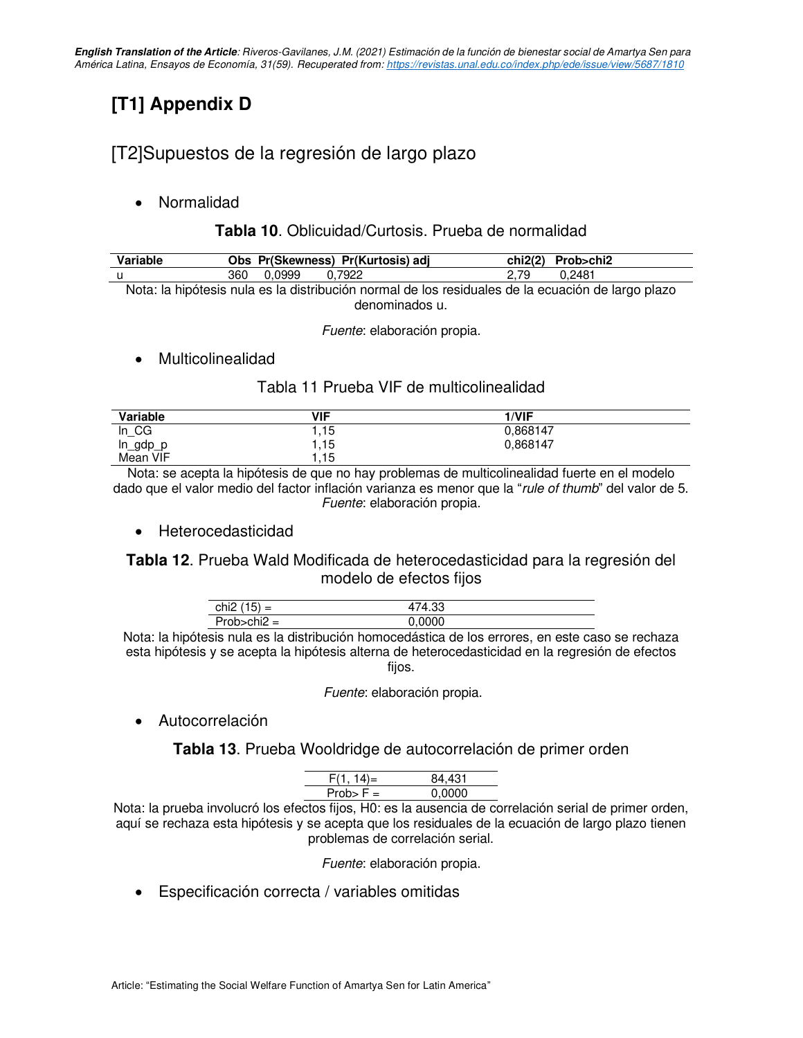# [T1] Appendix D

## [T2]Supuestos de la regresión de largo plazo

- Normalidad

**Tabla 10**. Oblicuidad/Curtosis. Prueba de normalidad

| Variable | Obs | Pr(Skewness) | Pr(Kurtosis) adj | chi2(2) | Prob>chi2 |
|---|---|---|---|---|---|
| u | 360 | 0,0999 | 0,7922 | 2,79 | 0,2481 |

Nota: la hipótesis nula es la distribución normal de los residuales de la ecuación de largo plazo denominados u.

*Fuente*: elaboración propia.

- Multicolinealidad

Tabla 11 Prueba VIF de multicolinealidad

| Variable | VIF | 1/VIF |
|---|---|---|
| ln_CG | 1,15 | 0,868147 |
| ln_gdp_p | 1,15 | 0,868147 |
| Mean VIF | 1,15 | |

Nota: se acepta la hipótesis de que no hay problemas de multicolinealidad fuerte en el modelo dado que el valor medio del factor inflación varianza es menor que la "*rule of thumb*" del valor de 5. *Fuente*: elaboración propia.

- Heterocedasticidad

**Tabla 12**. Prueba Wald Modificada de heterocedasticidad para la regresión del modelo de efectos fijos

| | |
|---|---|
| chi2 (15) = | 474.33 |
| Prob>chi2 = | 0,0000 |

Nota: la hipótesis nula es la distribución homocedástica de los errores, en este caso se rechaza esta hipótesis y se acepta la hipótesis alterna de heterocedasticidad en la regresión de efectos fijos.

*Fuente*: elaboración propia.

- Autocorrelación

**Tabla 13**. Prueba Wooldridge de autocorrelación de primer orden

| | |
|---|---|
| F(1, 14)= | 84,431 |
| Prob> F = | 0,0000 |

Nota: la prueba involucró los efectos fijos, H0: es la ausencia de correlación serial de primer orden, aquí se rechaza esta hipótesis y se acepta que los residuales de la ecuación de largo plazo tienen problemas de correlación serial.

*Fuente*: elaboración propia.

- Especificación correcta / variables omitidas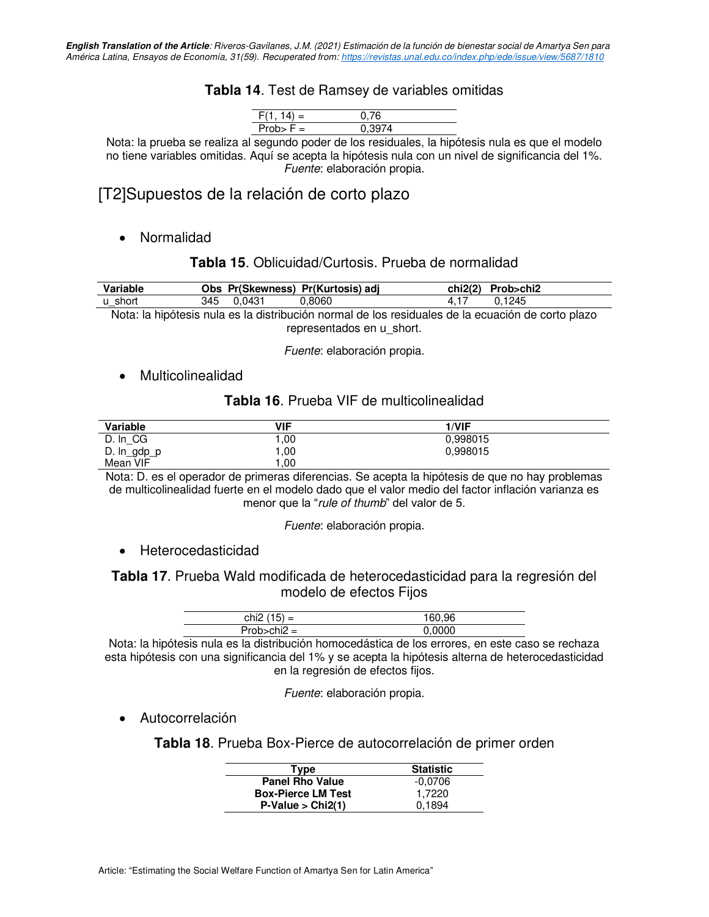**Tabla 14**. Test de Ramsey de variables omitidas

| | |
|---|---|
| F(1, 14) = | 0,76 |
| Prob> F = | 0,3974 |

Nota: la prueba se realiza al segundo poder de los residuales, la hipótesis nula es que el modelo no tiene variables omitidas. Aquí se acepta la hipótesis nula con un nivel de significancia del 1%. *Fuente*: elaboración propia.

## [T2]Supuestos de la relación de corto plazo

- Normalidad

**Tabla 15**. Oblicuidad/Curtosis. Prueba de normalidad

| Variable | Obs | Pr(Skewness) | Pr(Kurtosis) adj | chi2(2) | Prob>chi2 |
|---|---|---|---|---|---|
| u_short | 345 | 0,0431 | 0,8060 | 4,17 | 0,1245 |

Nota: la hipótesis nula es la distribución normal de los residuales de la ecuación de corto plazo representados en u_short.

*Fuente*: elaboración propia.

- Multicolinealidad

**Tabla 16**. Prueba VIF de multicolinealidad

| Variable | VIF | 1/VIF |
|---|---|---|
| D. ln_CG | 1,00 | 0,998015 |
| D. ln_gdp_p | 1,00 | 0,998015 |
| Mean VIF | 1,00 | |

Nota: D. es el operador de primeras diferencias. Se acepta la hipótesis de que no hay problemas de multicolinealidad fuerte en el modelo dado que el valor medio del factor inflación varianza es menor que la "*rule of thumb*" del valor de 5.

*Fuente*: elaboración propia.

- Heterocedasticidad

**Tabla 17**. Prueba Wald modificada de heterocedasticidad para la regresión del modelo de efectos Fijos

| | |
|---|---|
| chi2 (15) = | 160,96 |
| Prob>chi2 = | 0,0000 |

Nota: la hipótesis nula es la distribución homocedástica de los errores, en este caso se rechaza esta hipótesis con una significancia del 1% y se acepta la hipótesis alterna de heterocedasticidad en la regresión de efectos fijos.

*Fuente*: elaboración propia.

- Autocorrelación

**Tabla 18**. Prueba Box-Pierce de autocorrelación de primer orden

| Type | Statistic |
|---|---|
| **Panel Rho Value** | -0,0706 |
| **Box-Pierce LM Test** | 1,7220 |
| **P-Value > Chi2(1)** | 0,1894 |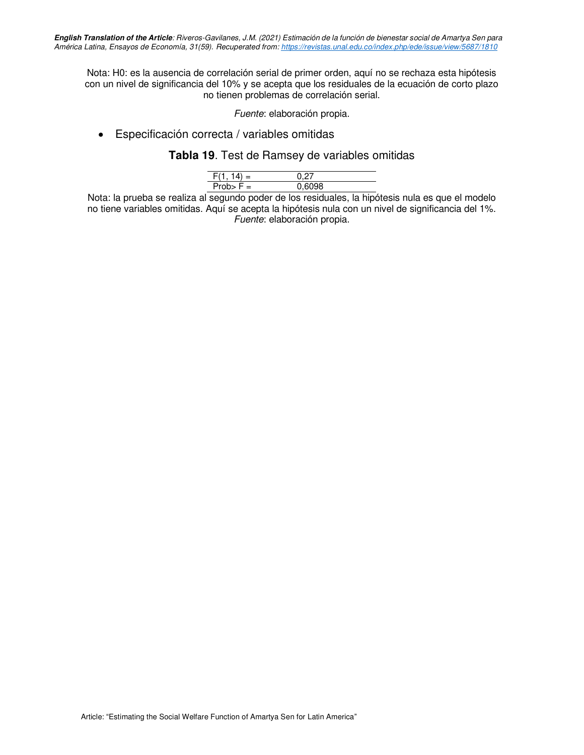Nota: H0: es la ausencia de correlación serial de primer orden, aquí no se rechaza esta hipótesis con un nivel de significancia del 10% y se acepta que los residuales de la ecuación de corto plazo no tienen problemas de correlación serial.

*Fuente*: elaboración propia.

- Especificación correcta / variables omitidas

**Tabla 19**. Test de Ramsey de variables omitidas

| | |
|---|---|
| F(1, 14) = | 0,27 |
| Prob> F = | 0,6098 |

Nota: la prueba se realiza al segundo poder de los residuales, la hipótesis nula es que el modelo no tiene variables omitidas. Aquí se acepta la hipótesis nula con un nivel de significancia del 1%.
*Fuente*: elaboración propia.